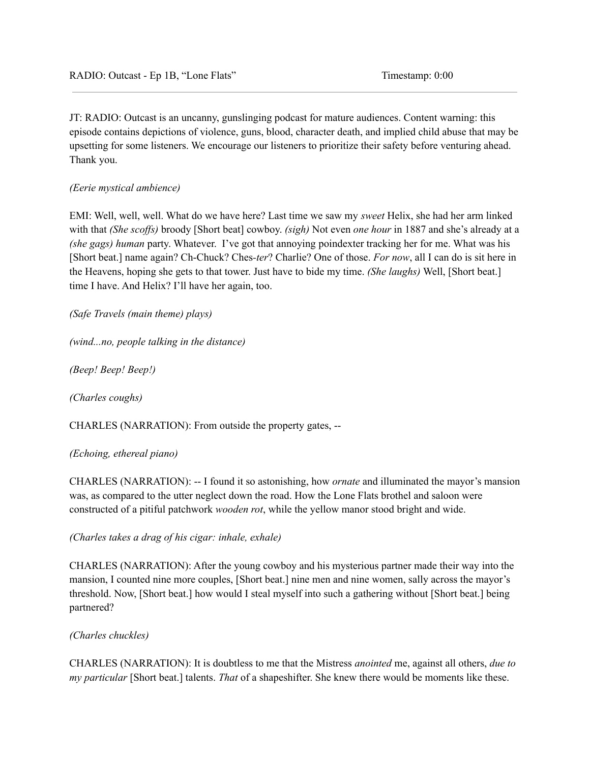RADIO: Outcast - Ep 1B, "Lone Flats" Timestamp: 0:00

---

JT: RADIO: Outcast is an uncanny, gunslinging podcast for mature audiences. Content warning: this episode contains depictions of violence, guns, blood, character death, and implied child abuse that may be upsetting for some listeners. We encourage our listeners to prioritize their safety before venturing ahead. Thank you.

*(Eerie mystical ambience)*

EMI: Well, well, well. What do we have here? Last time we saw my *sweet* Helix, she had her arm linked with that *(She scoffs)* broody [Short beat] cowboy. *(sigh)* Not even *one hour* in 1887 and she's already at a *(she gags) human* party. Whatever. I've got that annoying poindexter tracking her for me. What was his [Short beat.] name again? Ch-Chuck? Ches-*ter*? Charlie? One of those. *For now*, all I can do is sit here in the Heavens, hoping she gets to that tower. Just have to bide my time. *(She laughs)* Well, [Short beat.] time I have. And Helix? I'll have her again, too.

*(Safe Travels (main theme) plays)*

*(wind...no, people talking in the distance)*

*(Beep! Beep! Beep!)*

*(Charles coughs)*

CHARLES (NARRATION): From outside the property gates, --

*(Echoing, ethereal piano)*

CHARLES (NARRATION): -- I found it so astonishing, how *ornate* and illuminated the mayor's mansion was, as compared to the utter neglect down the road. How the Lone Flats brothel and saloon were constructed of a pitiful patchwork *wooden rot*, while the yellow manor stood bright and wide.

*(Charles takes a drag of his cigar: inhale, exhale)*

CHARLES (NARRATION): After the young cowboy and his mysterious partner made their way into the mansion, I counted nine more couples, [Short beat.] nine men and nine women, sally across the mayor's threshold. Now, [Short beat.] how would I steal myself into such a gathering without [Short beat.] being partnered?

*(Charles chuckles)*

CHARLES (NARRATION): It is doubtless to me that the Mistress *anointed* me, against all others, *due to my particular* [Short beat.] talents. *That* of a shapeshifter. She knew there would be moments like these.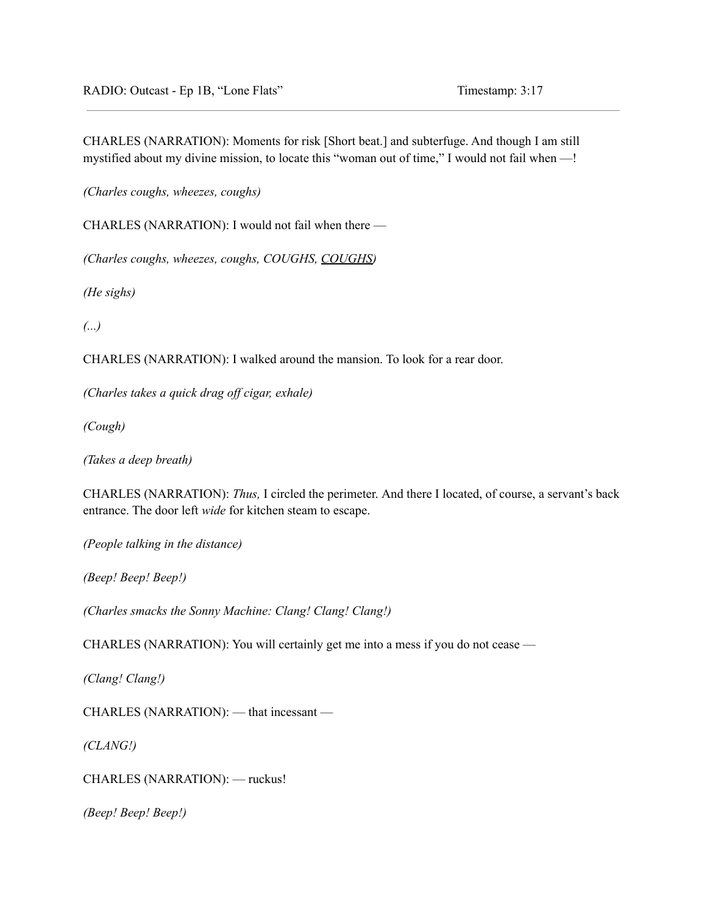CHARLES (NARRATION): Moments for risk [Short beat.] and subterfuge. And though I am still mystified about my divine mission, to locate this "woman out of time," I would not fail when —!

*(Charles coughs, wheezes, coughs)*

CHARLES (NARRATION): I would not fail when there —

*(Charles coughs, wheezes, coughs, COUGHS, <u>COUGHS</u>)*

*(He sighs)*

*(...)*

CHARLES (NARRATION): I walked around the mansion. To look for a rear door.

*(Charles takes a quick drag off cigar, exhale)*

*(Cough)*

*(Takes a deep breath)*

CHARLES (NARRATION): *Thus,* I circled the perimeter. And there I located, of course, a servant's back entrance. The door left *wide* for kitchen steam to escape.

*(People talking in the distance)*

*(Beep! Beep! Beep!)*

*(Charles smacks the Sonny Machine: Clang! Clang! Clang!)*

CHARLES (NARRATION): You will certainly get me into a mess if you do not cease —

*(Clang! Clang!)*

CHARLES (NARRATION): — that incessant —

*(CLANG!)*

CHARLES (NARRATION): — ruckus!

*(Beep! Beep! Beep!)*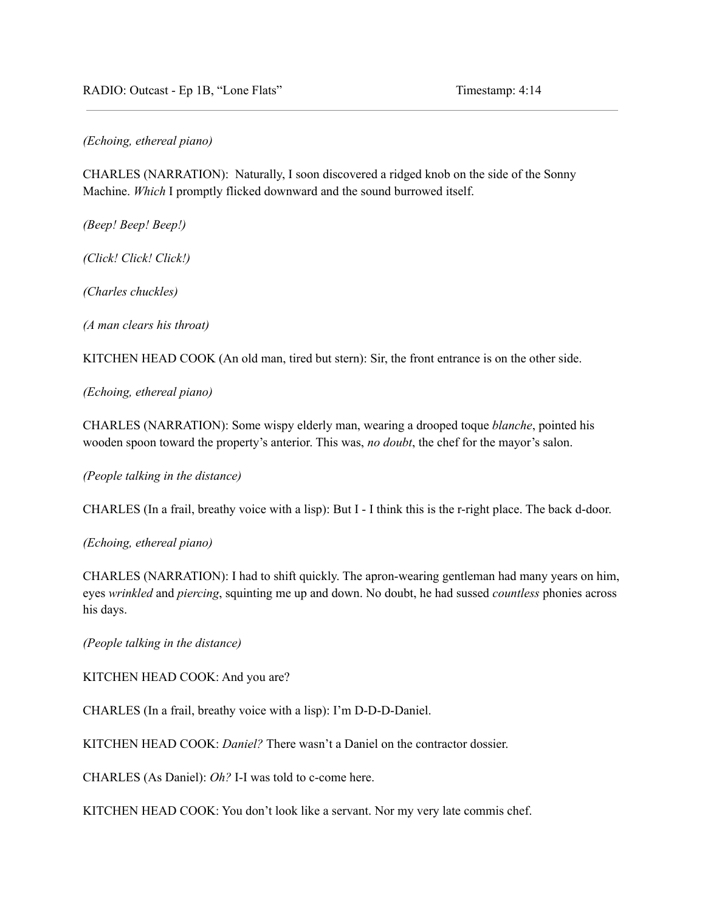*(Echoing, ethereal piano)*

CHARLES (NARRATION): Naturally, I soon discovered a ridged knob on the side of the Sonny Machine. *Which* I promptly flicked downward and the sound burrowed itself.

*(Beep! Beep! Beep!)*

*(Click! Click! Click!)*

*(Charles chuckles)*

*(A man clears his throat)*

KITCHEN HEAD COOK (An old man, tired but stern): Sir, the front entrance is on the other side.

*(Echoing, ethereal piano)*

CHARLES (NARRATION): Some wispy elderly man, wearing a drooped toque *blanche*, pointed his wooden spoon toward the property's anterior. This was, *no doubt*, the chef for the mayor's salon.

*(People talking in the distance)*

CHARLES (In a frail, breathy voice with a lisp): But I - I think this is the r-right place. The back d-door.

*(Echoing, ethereal piano)*

CHARLES (NARRATION): I had to shift quickly. The apron-wearing gentleman had many years on him, eyes *wrinkled* and *piercing*, squinting me up and down. No doubt, he had sussed *countless* phonies across his days.

*(People talking in the distance)*

KITCHEN HEAD COOK: And you are?

CHARLES (In a frail, breathy voice with a lisp): I'm D-D-D-Daniel.

KITCHEN HEAD COOK: *Daniel?* There wasn't a Daniel on the contractor dossier.

CHARLES (As Daniel): *Oh?* I-I was told to c-come here.

KITCHEN HEAD COOK: You don't look like a servant. Nor my very late commis chef.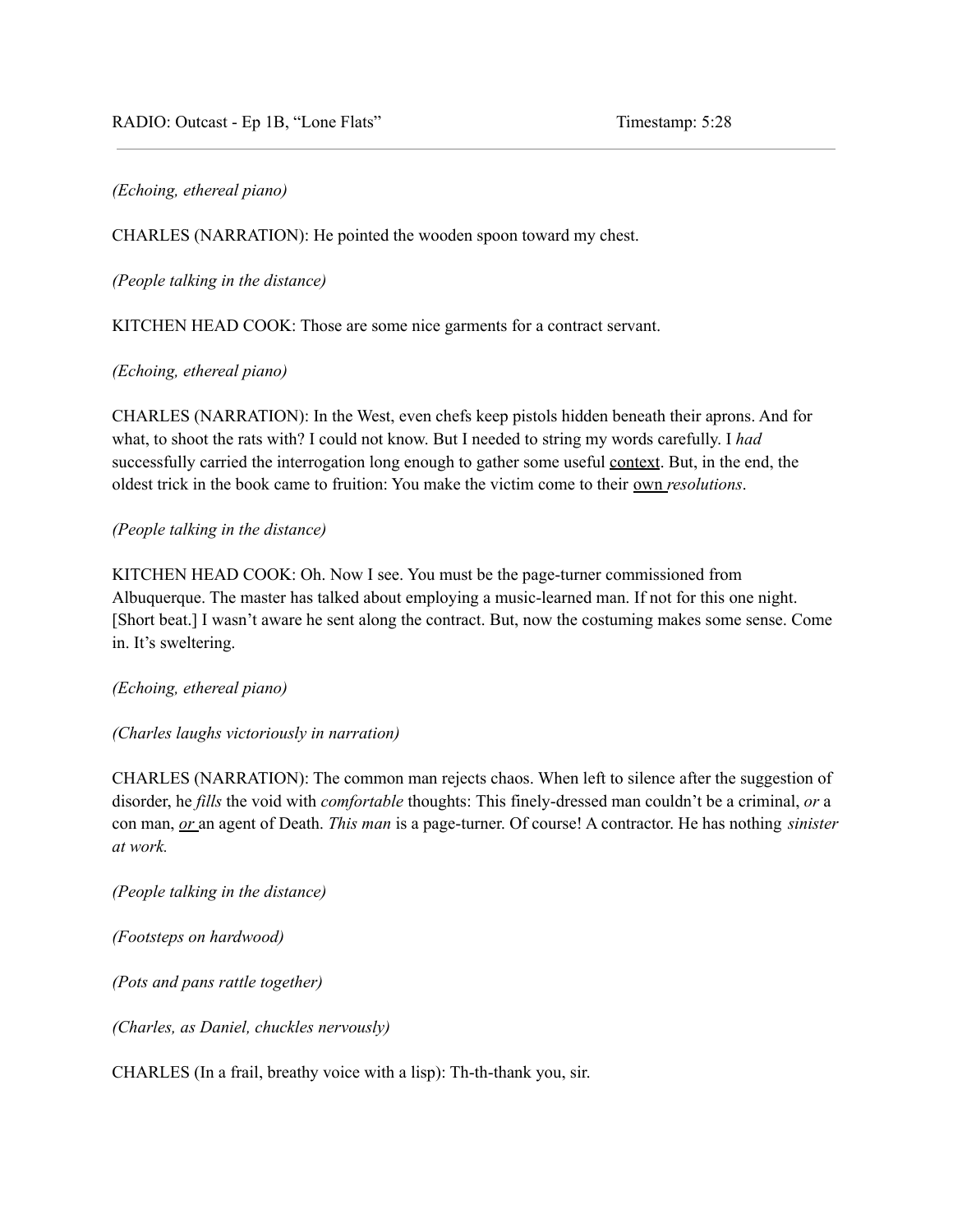*(Echoing, ethereal piano)*

CHARLES (NARRATION): He pointed the wooden spoon toward my chest.

*(People talking in the distance)*

KITCHEN HEAD COOK: Those are some nice garments for a contract servant.

*(Echoing, ethereal piano)*

CHARLES (NARRATION): In the West, even chefs keep pistols hidden beneath their aprons. And for what, to shoot the rats with? I could not know. But I needed to string my words carefully. I *had* successfully carried the interrogation long enough to gather some useful context. But, in the end, the oldest trick in the book came to fruition: You make the victim come to their own *resolutions*.

*(People talking in the distance)*

KITCHEN HEAD COOK: Oh. Now I see. You must be the page-turner commissioned from Albuquerque. The master has talked about employing a music-learned man. If not for this one night. [Short beat.] I wasn't aware he sent along the contract. But, now the costuming makes some sense. Come in. It's sweltering.

*(Echoing, ethereal piano)*

*(Charles laughs victoriously in narration)*

CHARLES (NARRATION): The common man rejects chaos. When left to silence after the suggestion of disorder, he *fills* the void with *comfortable* thoughts: This finely-dressed man couldn't be a criminal, *or* a con man, *or* an agent of Death. *This man* is a page-turner. Of course! A contractor. He has nothing *sinister at work.*

*(People talking in the distance)*

*(Footsteps on hardwood)*

*(Pots and pans rattle together)*

*(Charles, as Daniel, chuckles nervously)*

CHARLES (In a frail, breathy voice with a lisp): Th-th-thank you, sir.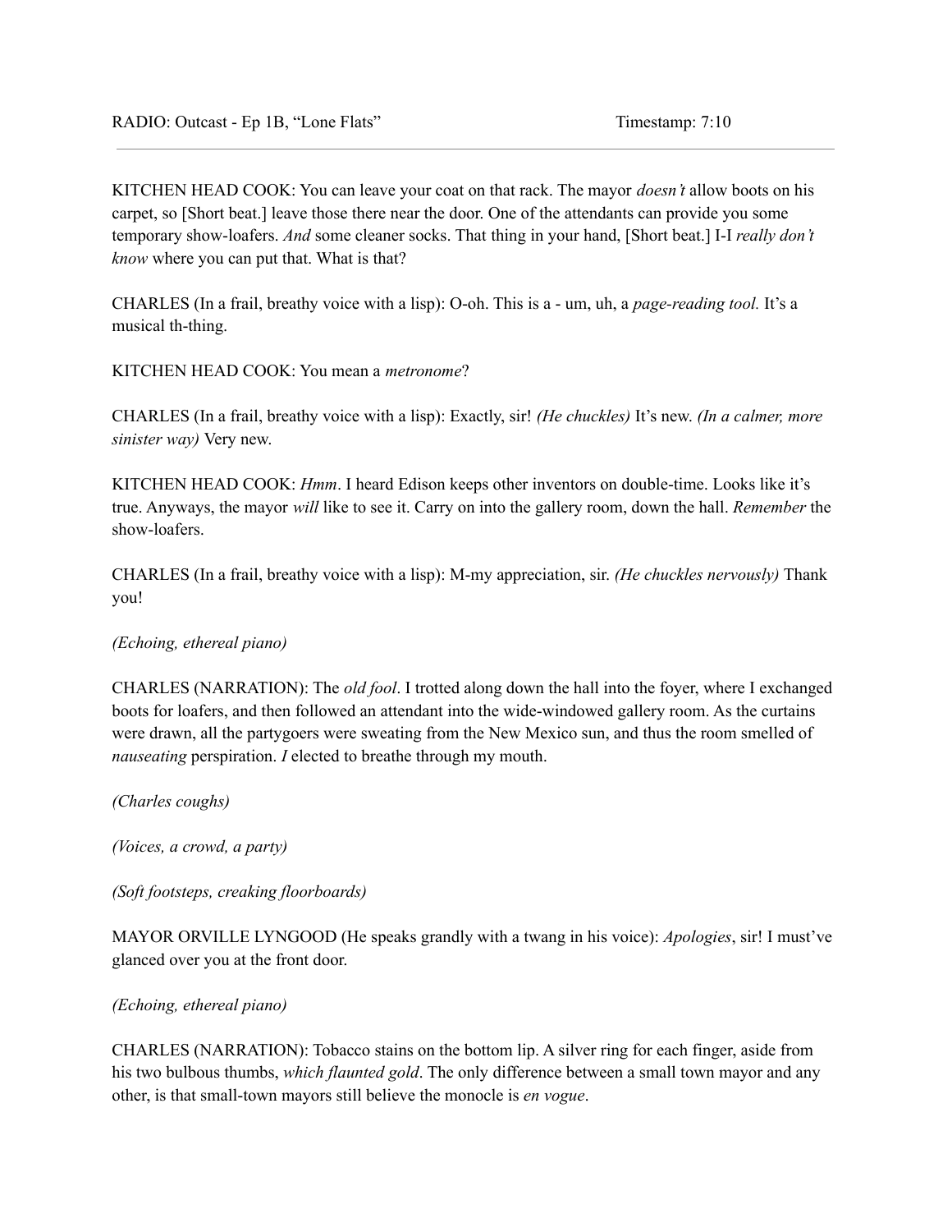KITCHEN HEAD COOK: You can leave your coat on that rack. The mayor *doesn't* allow boots on his carpet, so [Short beat.] leave those there near the door. One of the attendants can provide you some temporary show-loafers. *And* some cleaner socks. That thing in your hand, [Short beat.] I-I *really don't know* where you can put that. What is that?

CHARLES (In a frail, breathy voice with a lisp): O-oh. This is a - um, uh, a *page-reading tool.* It's a musical th-thing.

KITCHEN HEAD COOK: You mean a *metronome*?

CHARLES (In a frail, breathy voice with a lisp): Exactly, sir! *(He chuckles)* It's new. *(In a calmer, more sinister way)* Very new.

KITCHEN HEAD COOK: *Hmm*. I heard Edison keeps other inventors on double-time. Looks like it's true. Anyways, the mayor *will* like to see it. Carry on into the gallery room, down the hall. *Remember* the show-loafers.

CHARLES (In a frail, breathy voice with a lisp): M-my appreciation, sir. *(He chuckles nervously)* Thank you!

*(Echoing, ethereal piano)*

CHARLES (NARRATION): The *old fool*. I trotted along down the hall into the foyer, where I exchanged boots for loafers, and then followed an attendant into the wide-windowed gallery room. As the curtains were drawn, all the partygoers were sweating from the New Mexico sun, and thus the room smelled of *nauseating* perspiration. *I* elected to breathe through my mouth.

*(Charles coughs)*

*(Voices, a crowd, a party)*

*(Soft footsteps, creaking floorboards)*

MAYOR ORVILLE LYNGOOD (He speaks grandly with a twang in his voice): *Apologies*, sir! I must've glanced over you at the front door.

*(Echoing, ethereal piano)*

CHARLES (NARRATION): Tobacco stains on the bottom lip. A silver ring for each finger, aside from his two bulbous thumbs, *which flaunted gold*. The only difference between a small town mayor and any other, is that small-town mayors still believe the monocle is *en vogue*.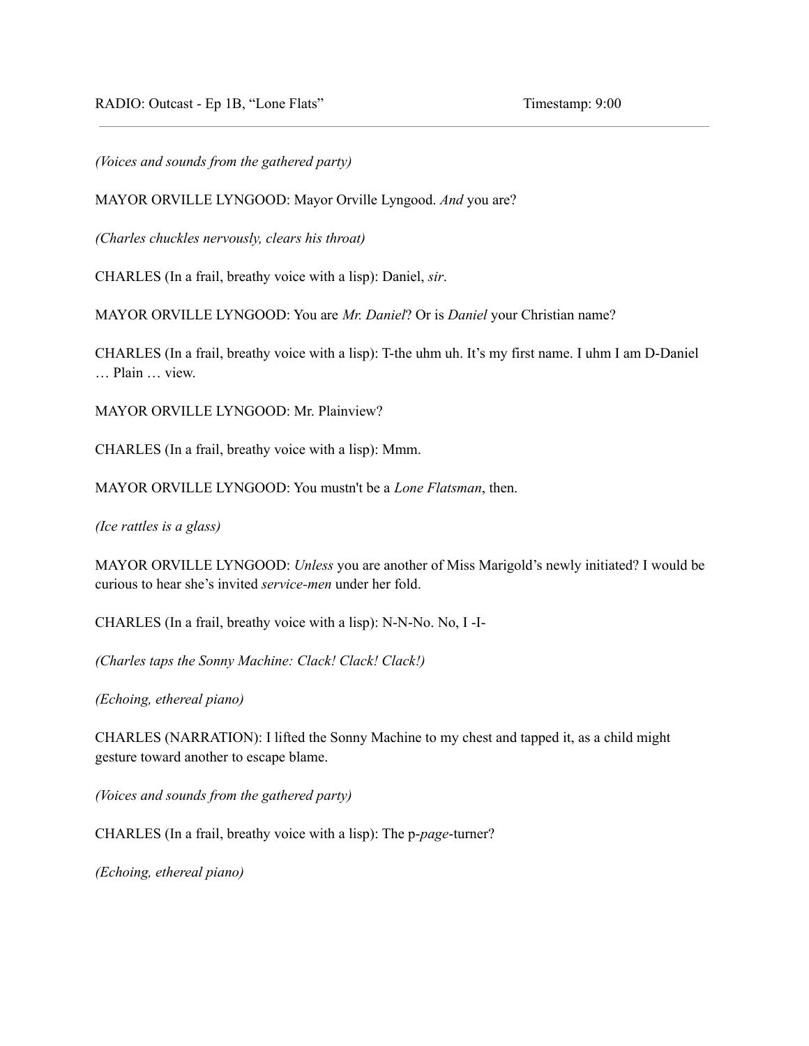*(Voices and sounds from the gathered party)*

MAYOR ORVILLE LYNGOOD: Mayor Orville Lyngood. *And* you are?

*(Charles chuckles nervously, clears his throat)*

CHARLES (In a frail, breathy voice with a lisp): Daniel, *sir*.

MAYOR ORVILLE LYNGOOD: You are *Mr. Daniel*? Or is *Daniel* your Christian name?

CHARLES (In a frail, breathy voice with a lisp): T-the uhm uh. It's my first name. I uhm I am D-Daniel … Plain … view.

MAYOR ORVILLE LYNGOOD: Mr. Plainview?

CHARLES (In a frail, breathy voice with a lisp): Mmm.

MAYOR ORVILLE LYNGOOD: You mustn't be a *Lone Flatsman*, then.

*(Ice rattles is a glass)*

MAYOR ORVILLE LYNGOOD: *Unless* you are another of Miss Marigold's newly initiated? I would be curious to hear she's invited *service-men* under her fold.

CHARLES (In a frail, breathy voice with a lisp): N-N-No. No, I -I-

*(Charles taps the Sonny Machine: Clack! Clack! Clack!)*

*(Echoing, ethereal piano)*

CHARLES (NARRATION): I lifted the Sonny Machine to my chest and tapped it, as a child might gesture toward another to escape blame.

*(Voices and sounds from the gathered party)*

CHARLES (In a frail, breathy voice with a lisp): The p-*page*-turner?

*(Echoing, ethereal piano)*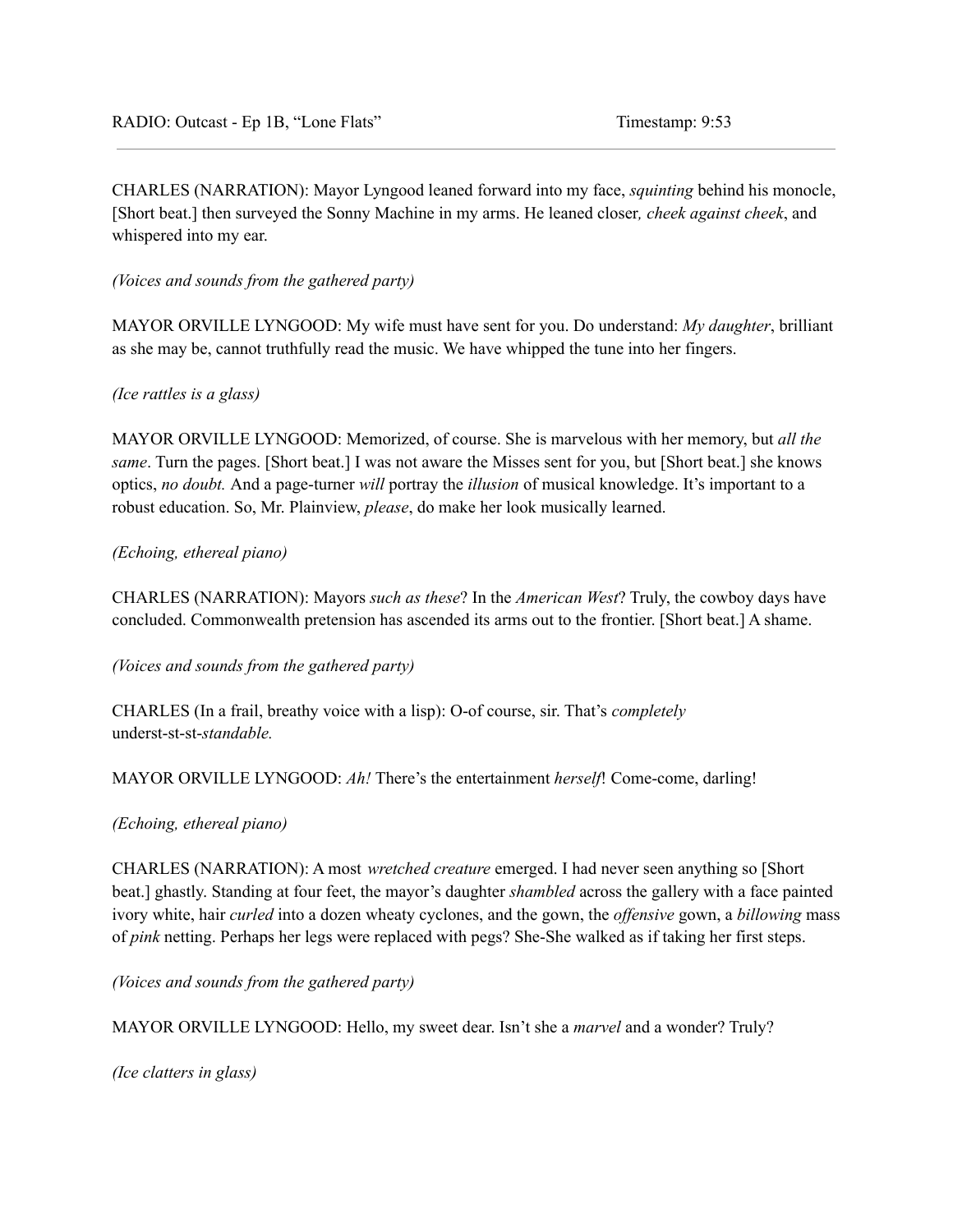CHARLES (NARRATION): Mayor Lyngood leaned forward into my face, *squinting* behind his monocle, [Short beat.] then surveyed the Sonny Machine in my arms. He leaned closer*, cheek against cheek*, and whispered into my ear.

*(Voices and sounds from the gathered party)*

MAYOR ORVILLE LYNGOOD: My wife must have sent for you. Do understand: *My daughter*, brilliant as she may be, cannot truthfully read the music. We have whipped the tune into her fingers.

*(Ice rattles is a glass)*

MAYOR ORVILLE LYNGOOD: Memorized, of course. She is marvelous with her memory, but *all the same*. Turn the pages. [Short beat.] I was not aware the Misses sent for you, but [Short beat.] she knows optics, *no doubt.* And a page-turner *will* portray the *illusion* of musical knowledge. It's important to a robust education. So, Mr. Plainview, *please*, do make her look musically learned.

*(Echoing, ethereal piano)*

CHARLES (NARRATION): Mayors *such as these*? In the *American West*? Truly, the cowboy days have concluded. Commonwealth pretension has ascended its arms out to the frontier. [Short beat.] A shame.

*(Voices and sounds from the gathered party)*

CHARLES (In a frail, breathy voice with a lisp): O-of course, sir. That's *completely* underst-st-st-*standable.*

MAYOR ORVILLE LYNGOOD: *Ah!* There's the entertainment *herself*! Come-come, darling!

*(Echoing, ethereal piano)*

CHARLES (NARRATION): A most *wretched creature* emerged. I had never seen anything so [Short beat.] ghastly. Standing at four feet, the mayor's daughter *shambled* across the gallery with a face painted ivory white, hair *curled* into a dozen wheaty cyclones, and the gown, the *offensive* gown, a *billowing* mass of *pink* netting. Perhaps her legs were replaced with pegs? She-She walked as if taking her first steps.

*(Voices and sounds from the gathered party)*

MAYOR ORVILLE LYNGOOD: Hello, my sweet dear. Isn't she a *marvel* and a wonder? Truly?

*(Ice clatters in glass)*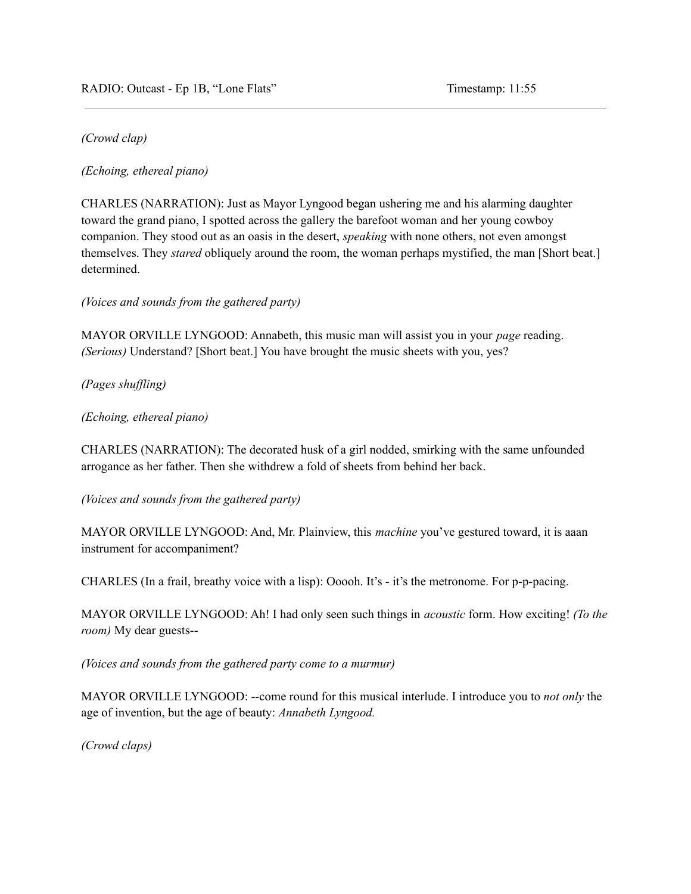*(Crowd clap)*

*(Echoing, ethereal piano)*

CHARLES (NARRATION): Just as Mayor Lyngood began ushering me and his alarming daughter toward the grand piano, I spotted across the gallery the barefoot woman and her young cowboy companion. They stood out as an oasis in the desert, *speaking* with none others, not even amongst themselves. They *stared* obliquely around the room, the woman perhaps mystified, the man [Short beat.] determined.

*(Voices and sounds from the gathered party)*

MAYOR ORVILLE LYNGOOD: Annabeth, this music man will assist you in your *page* reading. *(Serious)* Understand? [Short beat.] You have brought the music sheets with you, yes?

*(Pages shuffling)*

*(Echoing, ethereal piano)*

CHARLES (NARRATION): The decorated husk of a girl nodded, smirking with the same unfounded arrogance as her father. Then she withdrew a fold of sheets from behind her back.

*(Voices and sounds from the gathered party)*

MAYOR ORVILLE LYNGOOD: And, Mr. Plainview, this *machine* you've gestured toward, it is aaan instrument for accompaniment?

CHARLES (In a frail, breathy voice with a lisp): Ooooh. It's - it's the metronome. For p-p-pacing.

MAYOR ORVILLE LYNGOOD: Ah! I had only seen such things in *acoustic* form. How exciting! *(To the room)* My dear guests--

*(Voices and sounds from the gathered party come to a murmur)*

MAYOR ORVILLE LYNGOOD: --come round for this musical interlude. I introduce you to *not only* the age of invention, but the age of beauty: *Annabeth Lyngood.*

*(Crowd claps)*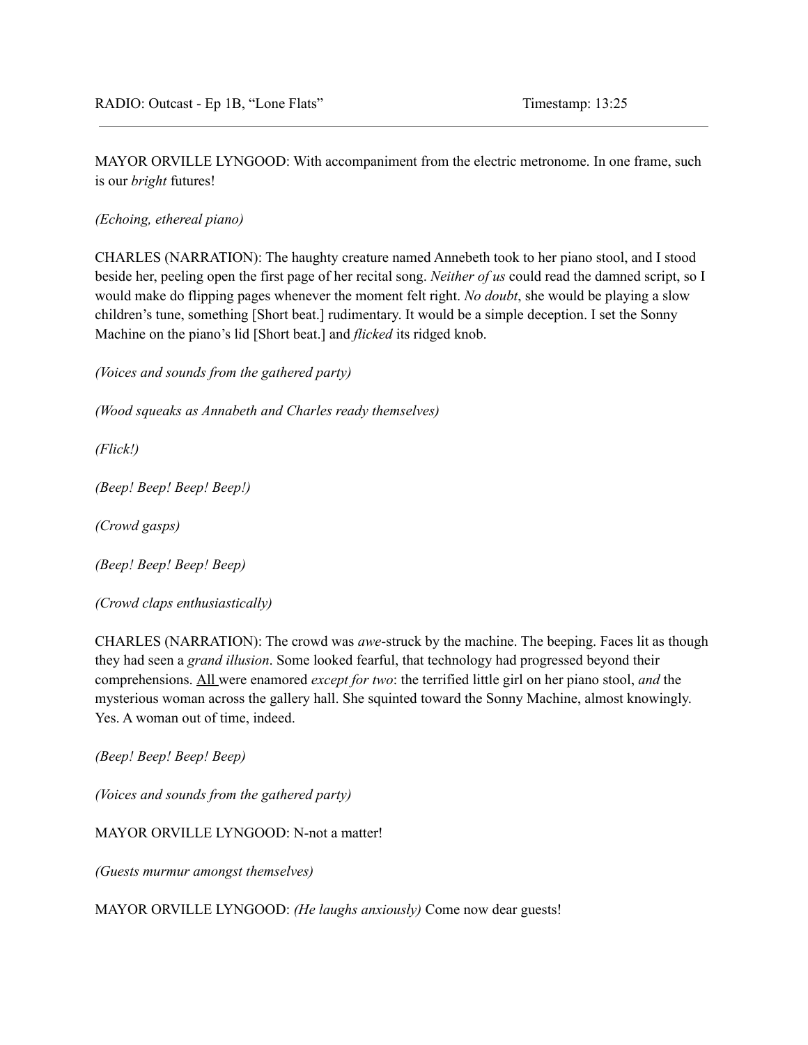RADIO: Outcast - Ep 1B, "Lone Flats" Timestamp: 13:25

MAYOR ORVILLE LYNGOOD: With accompaniment from the electric metronome. In one frame, such is our *bright* futures!

*(Echoing, ethereal piano)*

CHARLES (NARRATION): The haughty creature named Annebeth took to her piano stool, and I stood beside her, peeling open the first page of her recital song. *Neither of us* could read the damned script, so I would make do flipping pages whenever the moment felt right. *No doubt*, she would be playing a slow children's tune, something [Short beat.] rudimentary. It would be a simple deception. I set the Sonny Machine on the piano's lid [Short beat.] and *flicked* its ridged knob.

*(Voices and sounds from the gathered party)*

*(Wood squeaks as Annabeth and Charles ready themselves)*

*(Flick!)*

*(Beep! Beep! Beep! Beep!)*

*(Crowd gasps)*

*(Beep! Beep! Beep! Beep)*

*(Crowd claps enthusiastically)*

CHARLES (NARRATION): The crowd was *awe*-struck by the machine. The beeping. Faces lit as though they had seen a *grand illusion*. Some looked fearful, that technology had progressed beyond their comprehensions. All were enamored *except for two*: the terrified little girl on her piano stool, *and* the mysterious woman across the gallery hall. She squinted toward the Sonny Machine, almost knowingly. Yes. A woman out of time, indeed.

*(Beep! Beep! Beep! Beep)*

*(Voices and sounds from the gathered party)*

MAYOR ORVILLE LYNGOOD: N-not a matter!

*(Guests murmur amongst themselves)*

MAYOR ORVILLE LYNGOOD: *(He laughs anxiously)* Come now dear guests!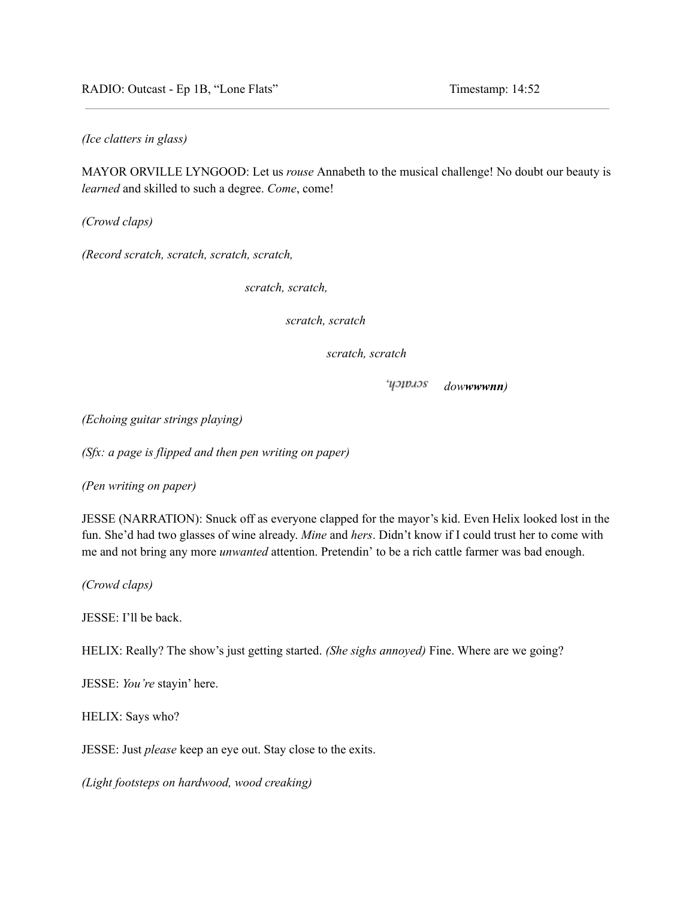*(Ice clatters in glass)*

MAYOR ORVILLE LYNGOOD: Let us *rouse* Annabeth to the musical challenge! No doubt our beauty is *learned* and skilled to such a degree. *Come*, come!

*(Crowd claps)*

*(Record scratch, scratch, scratch, scratch,*

*scratch, scratch,*

*scratch, scratch*

*scratch, scratch*

*scratch, dow**wwwnn**)*

*(Echoing guitar strings playing)*

*(Sfx: a page is flipped and then pen writing on paper)*

*(Pen writing on paper)*

JESSE (NARRATION): Snuck off as everyone clapped for the mayor's kid. Even Helix looked lost in the fun. She'd had two glasses of wine already. *Mine* and *hers*. Didn't know if I could trust her to come with me and not bring any more *unwanted* attention. Pretendin' to be a rich cattle farmer was bad enough.

*(Crowd claps)*

JESSE: I'll be back.

HELIX: Really? The show's just getting started. *(She sighs annoyed)* Fine. Where are we going?

JESSE: *You're* stayin' here.

HELIX: Says who?

JESSE: Just *please* keep an eye out. Stay close to the exits.

*(Light footsteps on hardwood, wood creaking)*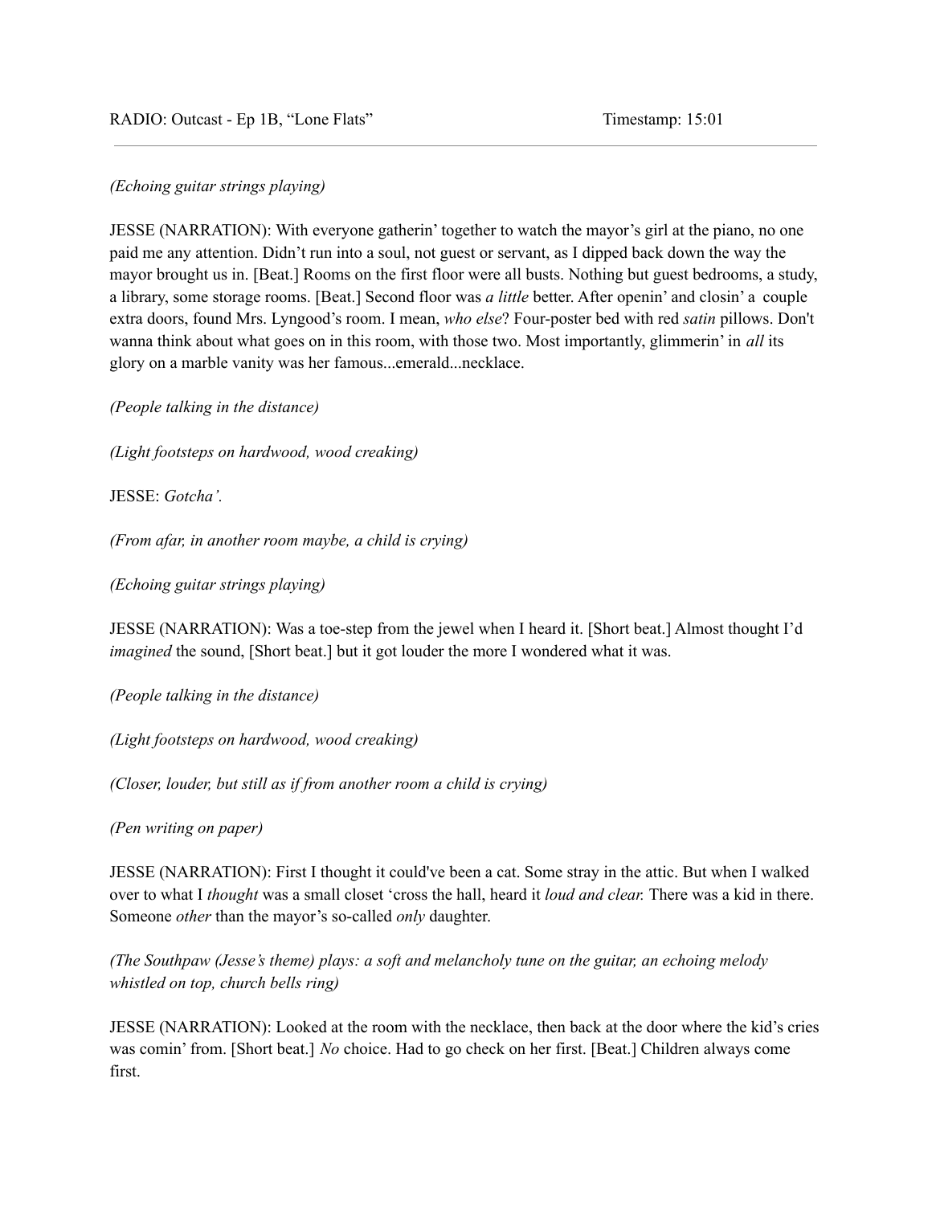*(Echoing guitar strings playing)*

JESSE (NARRATION): With everyone gatherin' together to watch the mayor's girl at the piano, no one paid me any attention. Didn't run into a soul, not guest or servant, as I dipped back down the way the mayor brought us in. [Beat.] Rooms on the first floor were all busts. Nothing but guest bedrooms, a study, a library, some storage rooms. [Beat.] Second floor was *a little* better. After openin' and closin' a couple extra doors, found Mrs. Lyngood's room. I mean, *who else*? Four-poster bed with red *satin* pillows. Don't wanna think about what goes on in this room, with those two. Most importantly, glimmerin' in *all* its glory on a marble vanity was her famous...emerald...necklace.

*(People talking in the distance)*

*(Light footsteps on hardwood, wood creaking)*

JESSE: *Gotcha'.*

*(From afar, in another room maybe, a child is crying)*

*(Echoing guitar strings playing)*

JESSE (NARRATION): Was a toe-step from the jewel when I heard it. [Short beat.] Almost thought I'd *imagined* the sound, [Short beat.] but it got louder the more I wondered what it was.

*(People talking in the distance)*

*(Light footsteps on hardwood, wood creaking)*

*(Closer, louder, but still as if from another room a child is crying)*

*(Pen writing on paper)*

JESSE (NARRATION): First I thought it could've been a cat. Some stray in the attic. But when I walked over to what I *thought* was a small closet 'cross the hall, heard it *loud and clear.* There was a kid in there. Someone *other* than the mayor's so-called *only* daughter.

*(The Southpaw (Jesse's theme) plays: a soft and melancholy tune on the guitar, an echoing melody whistled on top, church bells ring)*

JESSE (NARRATION): Looked at the room with the necklace, then back at the door where the kid's cries was comin' from. [Short beat.] *No* choice. Had to go check on her first. [Beat.] Children always come first.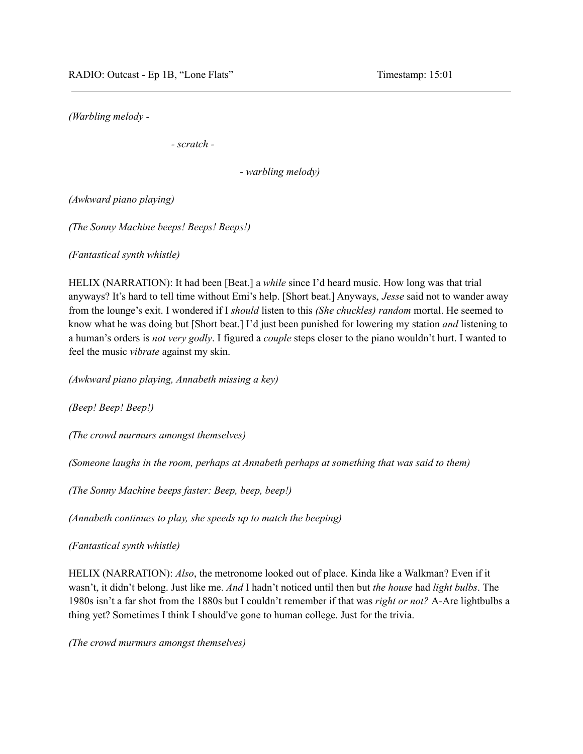*(Warbling melody -*

*- scratch -*

*- warbling melody)*

*(Awkward piano playing)*

*(The Sonny Machine beeps! Beeps! Beeps!)*

*(Fantastical synth whistle)*

HELIX (NARRATION): It had been [Beat.] a *while* since I'd heard music. How long was that trial anyways? It's hard to tell time without Emi's help. [Short beat.] Anyways, *Jesse* said not to wander away from the lounge's exit. I wondered if I *should* listen to this *(She chuckles) random* mortal. He seemed to know what he was doing but [Short beat.] I'd just been punished for lowering my station *and* listening to a human's orders is *not very godly*. I figured a *couple* steps closer to the piano wouldn't hurt. I wanted to feel the music *vibrate* against my skin.

*(Awkward piano playing, Annabeth missing a key)*

*(Beep! Beep! Beep!)*

*(The crowd murmurs amongst themselves)*

*(Someone laughs in the room, perhaps at Annabeth perhaps at something that was said to them)*

*(The Sonny Machine beeps faster: Beep, beep, beep!)*

*(Annabeth continues to play, she speeds up to match the beeping)*

*(Fantastical synth whistle)*

HELIX (NARRATION): *Also*, the metronome looked out of place. Kinda like a Walkman? Even if it wasn't, it didn't belong. Just like me. *And* I hadn't noticed until then but *the house* had *light bulbs*. The 1980s isn't a far shot from the 1880s but I couldn't remember if that was *right or not?* A-Are lightbulbs a thing yet? Sometimes I think I should've gone to human college. Just for the trivia.

*(The crowd murmurs amongst themselves)*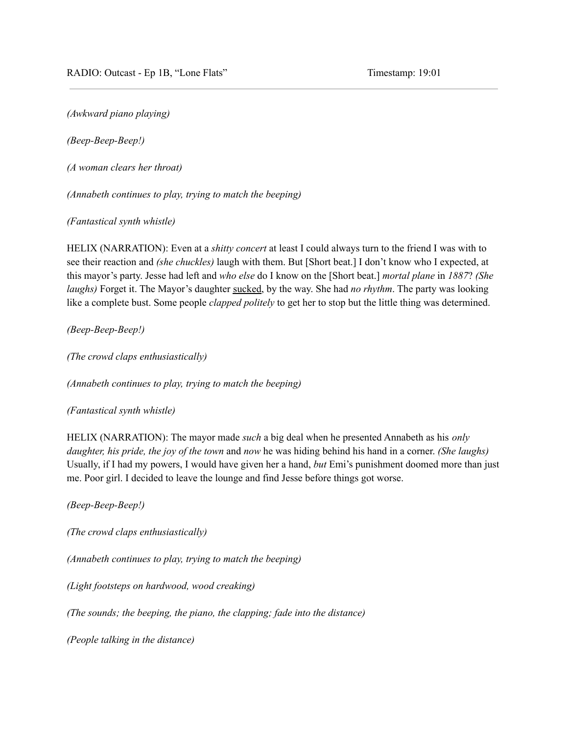*(Awkward piano playing)*

*(Beep-Beep-Beep!)*

*(A woman clears her throat)*

*(Annabeth continues to play, trying to match the beeping)*

*(Fantastical synth whistle)*

HELIX (NARRATION): Even at a *shitty concert* at least I could always turn to the friend I was with to see their reaction and *(she chuckles)* laugh with them. But [Short beat.] I don't know who I expected, at this mayor's party. Jesse had left and *who else* do I know on the [Short beat.] *mortal plane* in *1887*? *(She laughs)* Forget it. The Mayor's daughter <u>sucked</u>, by the way. She had *no rhythm*. The party was looking like a complete bust. Some people *clapped politely* to get her to stop but the little thing was determined.

*(Beep-Beep-Beep!)*

*(The crowd claps enthusiastically)*

*(Annabeth continues to play, trying to match the beeping)*

*(Fantastical synth whistle)*

HELIX (NARRATION): The mayor made *such* a big deal when he presented Annabeth as his *only daughter, his pride, the joy of the town* and *now* he was hiding behind his hand in a corner. *(She laughs)* Usually, if I had my powers, I would have given her a hand, *but* Emi's punishment doomed more than just me. Poor girl. I decided to leave the lounge and find Jesse before things got worse.

*(Beep-Beep-Beep!)*

*(The crowd claps enthusiastically)*

*(Annabeth continues to play, trying to match the beeping)*

*(Light footsteps on hardwood, wood creaking)*

*(The sounds; the beeping, the piano, the clapping; fade into the distance)*

*(People talking in the distance)*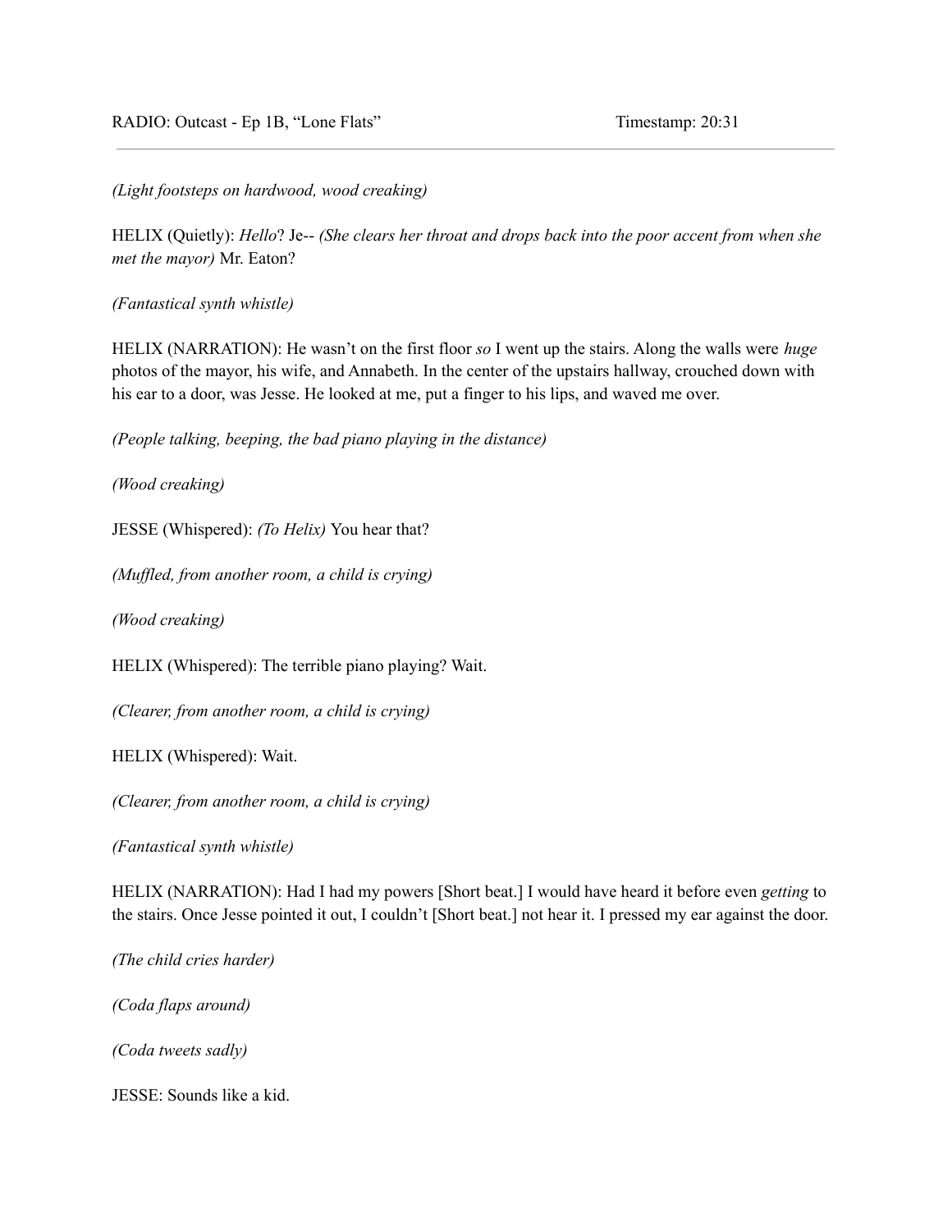*(Light footsteps on hardwood, wood creaking)*

HELIX (Quietly): *Hello*? Je-- *(She clears her throat and drops back into the poor accent from when she met the mayor)* Mr. Eaton?

*(Fantastical synth whistle)*

HELIX (NARRATION): He wasn't on the first floor *so* I went up the stairs. Along the walls were *huge* photos of the mayor, his wife, and Annabeth. In the center of the upstairs hallway, crouched down with his ear to a door, was Jesse. He looked at me, put a finger to his lips, and waved me over.

*(People talking, beeping, the bad piano playing in the distance)*

*(Wood creaking)*

JESSE (Whispered): *(To Helix)* You hear that?

*(Muffled, from another room, a child is crying)*

*(Wood creaking)*

HELIX (Whispered): The terrible piano playing? Wait.

*(Clearer, from another room, a child is crying)*

HELIX (Whispered): Wait.

*(Clearer, from another room, a child is crying)*

*(Fantastical synth whistle)*

HELIX (NARRATION): Had I had my powers [Short beat.] I would have heard it before even *getting* to the stairs. Once Jesse pointed it out, I couldn't [Short beat.] not hear it. I pressed my ear against the door.

*(The child cries harder)*

*(Coda flaps around)*

*(Coda tweets sadly)*

JESSE: Sounds like a kid.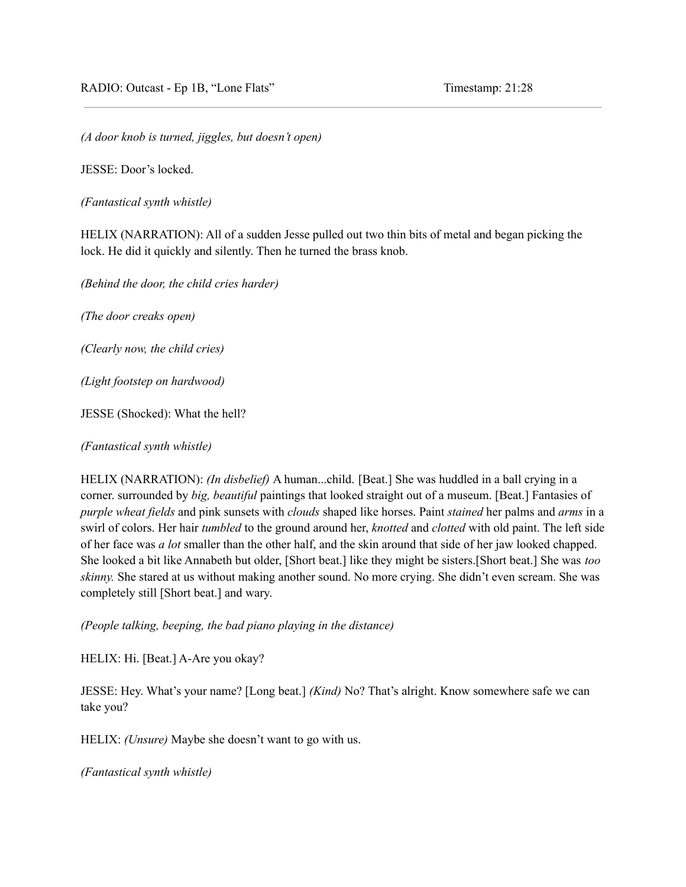*(A door knob is turned, jiggles, but doesn't open)*

JESSE: Door's locked.

*(Fantastical synth whistle)*

HELIX (NARRATION): All of a sudden Jesse pulled out two thin bits of metal and began picking the lock. He did it quickly and silently. Then he turned the brass knob.

*(Behind the door, the child cries harder)*

*(The door creaks open)*

*(Clearly now, the child cries)*

*(Light footstep on hardwood)*

JESSE (Shocked): What the hell?

*(Fantastical synth whistle)*

HELIX (NARRATION): *(In disbelief)* A human...child. [Beat.] She was huddled in a ball crying in a corner. surrounded by *big, beautiful* paintings that looked straight out of a museum. [Beat.] Fantasies of *purple wheat fields* and pink sunsets with *clouds* shaped like horses. Paint *stained* her palms and *arms* in a swirl of colors. Her hair *tumbled* to the ground around her, *knotted* and *clotted* with old paint. The left side of her face was *a lot* smaller than the other half, and the skin around that side of her jaw looked chapped. She looked a bit like Annabeth but older, [Short beat.] like they might be sisters.[Short beat.] She was *too skinny.* She stared at us without making another sound. No more crying. She didn't even scream. She was completely still [Short beat.] and wary.

*(People talking, beeping, the bad piano playing in the distance)*

HELIX: Hi. [Beat.] A-Are you okay?

JESSE: Hey. What's your name? [Long beat.] *(Kind)* No? That's alright. Know somewhere safe we can take you?

HELIX: *(Unsure)* Maybe she doesn't want to go with us.

*(Fantastical synth whistle)*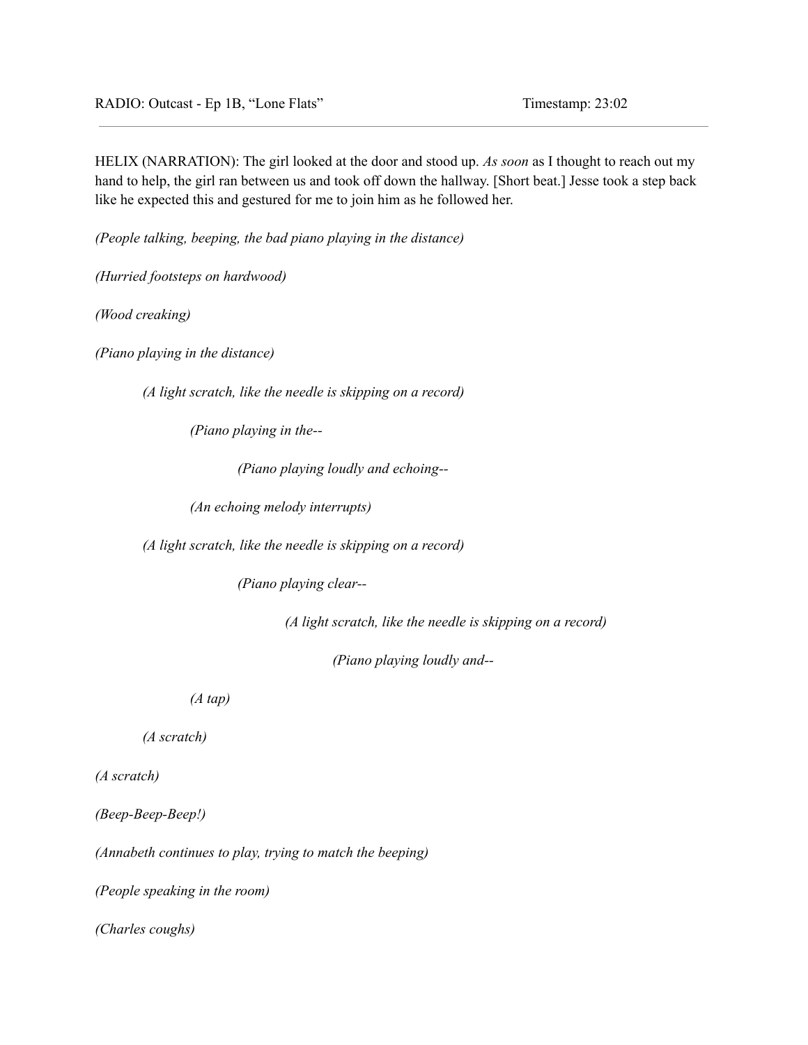HELIX (NARRATION): The girl looked at the door and stood up. *As soon* as I thought to reach out my hand to help, the girl ran between us and took off down the hallway. [Short beat.] Jesse took a step back like he expected this and gestured for me to join him as he followed her.

*(People talking, beeping, the bad piano playing in the distance)*

*(Hurried footsteps on hardwood)*

*(Wood creaking)*

*(Piano playing in the distance)*

*(A light scratch, like the needle is skipping on a record)*

*(Piano playing in the--*

*(Piano playing loudly and echoing--*

*(An echoing melody interrupts)*

*(A light scratch, like the needle is skipping on a record)*

*(Piano playing clear--*

*(A light scratch, like the needle is skipping on a record)*

*(Piano playing loudly and--*

*(A tap)*

*(A scratch)*

*(A scratch)*

*(Beep-Beep-Beep!)*

*(Annabeth continues to play, trying to match the beeping)*

*(People speaking in the room)*

*(Charles coughs)*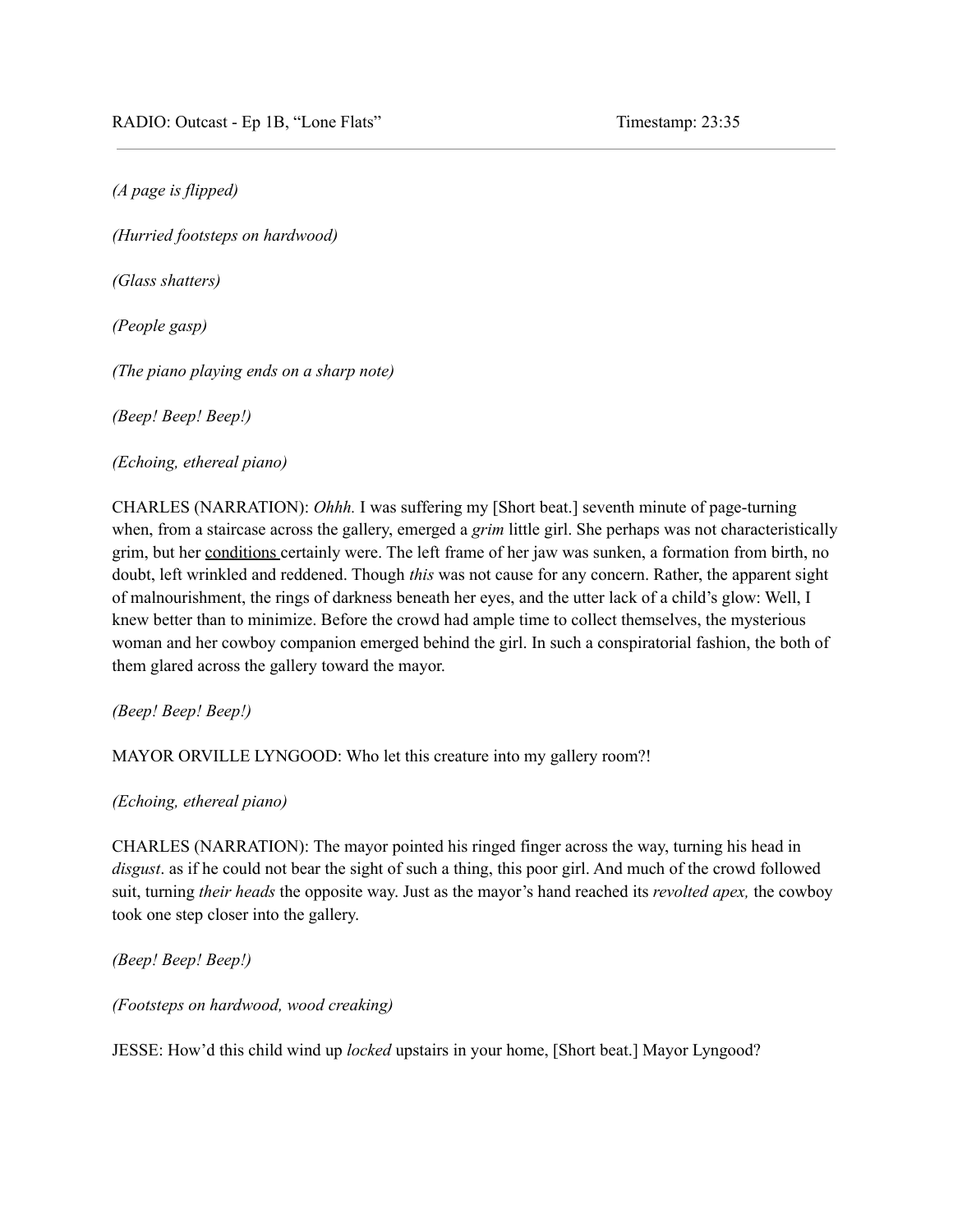*(A page is flipped)*

*(Hurried footsteps on hardwood)*

*(Glass shatters)*

*(People gasp)*

*(The piano playing ends on a sharp note)*

*(Beep! Beep! Beep!)*

*(Echoing, ethereal piano)*

CHARLES (NARRATION): *Ohhh.* I was suffering my [Short beat.] seventh minute of page-turning when, from a staircase across the gallery, emerged a *grim* little girl. She perhaps was not characteristically grim, but her <u>conditions</u> certainly were. The left frame of her jaw was sunken, a formation from birth, no doubt, left wrinkled and reddened. Though *this* was not cause for any concern. Rather, the apparent sight of malnourishment, the rings of darkness beneath her eyes, and the utter lack of a child's glow: Well, I knew better than to minimize. Before the crowd had ample time to collect themselves, the mysterious woman and her cowboy companion emerged behind the girl. In such a conspiratorial fashion, the both of them glared across the gallery toward the mayor.

*(Beep! Beep! Beep!)*

MAYOR ORVILLE LYNGOOD: Who let this creature into my gallery room?!

*(Echoing, ethereal piano)*

CHARLES (NARRATION): The mayor pointed his ringed finger across the way, turning his head in *disgust*. as if he could not bear the sight of such a thing, this poor girl. And much of the crowd followed suit, turning *their heads* the opposite way. Just as the mayor's hand reached its *revolted apex,* the cowboy took one step closer into the gallery.

*(Beep! Beep! Beep!)*

*(Footsteps on hardwood, wood creaking)*

JESSE: How'd this child wind up *locked* upstairs in your home, [Short beat.] Mayor Lyngood?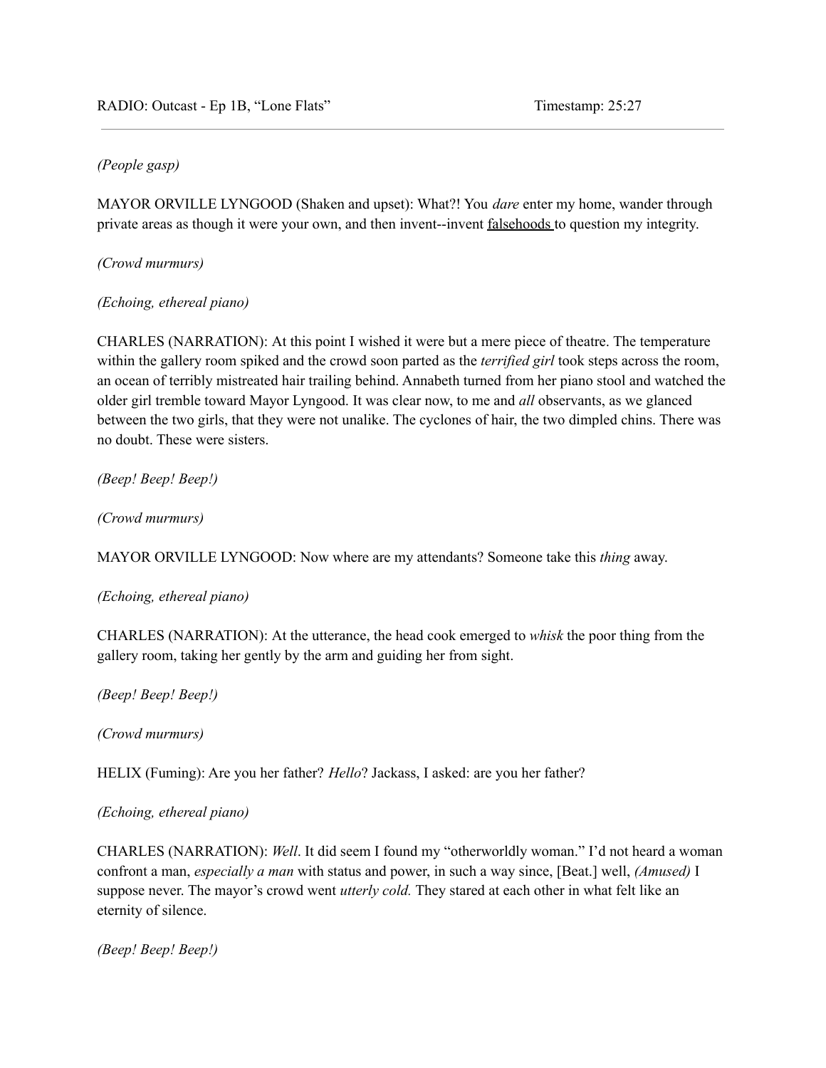*(People gasp)*

MAYOR ORVILLE LYNGOOD (Shaken and upset): What?! You *dare* enter my home, wander through private areas as though it were your own, and then invent--invent <u>falsehoods</u> to question my integrity.

*(Crowd murmurs)*

*(Echoing, ethereal piano)*

CHARLES (NARRATION): At this point I wished it were but a mere piece of theatre. The temperature within the gallery room spiked and the crowd soon parted as the *terrified girl* took steps across the room, an ocean of terribly mistreated hair trailing behind. Annabeth turned from her piano stool and watched the older girl tremble toward Mayor Lyngood. It was clear now, to me and *all* observants, as we glanced between the two girls, that they were not unalike. The cyclones of hair, the two dimpled chins. There was no doubt. These were sisters.

*(Beep! Beep! Beep!)*

*(Crowd murmurs)*

MAYOR ORVILLE LYNGOOD: Now where are my attendants? Someone take this *thing* away.

*(Echoing, ethereal piano)*

CHARLES (NARRATION): At the utterance, the head cook emerged to *whisk* the poor thing from the gallery room, taking her gently by the arm and guiding her from sight.

*(Beep! Beep! Beep!)*

*(Crowd murmurs)*

HELIX (Fuming): Are you her father? *Hello*? Jackass, I asked: are you her father?

*(Echoing, ethereal piano)*

CHARLES (NARRATION): *Well*. It did seem I found my "otherworldly woman." I'd not heard a woman confront a man, *especially a man* with status and power, in such a way since, [Beat.] well, *(Amused)* I suppose never. The mayor's crowd went *utterly cold.* They stared at each other in what felt like an eternity of silence.

*(Beep! Beep! Beep!)*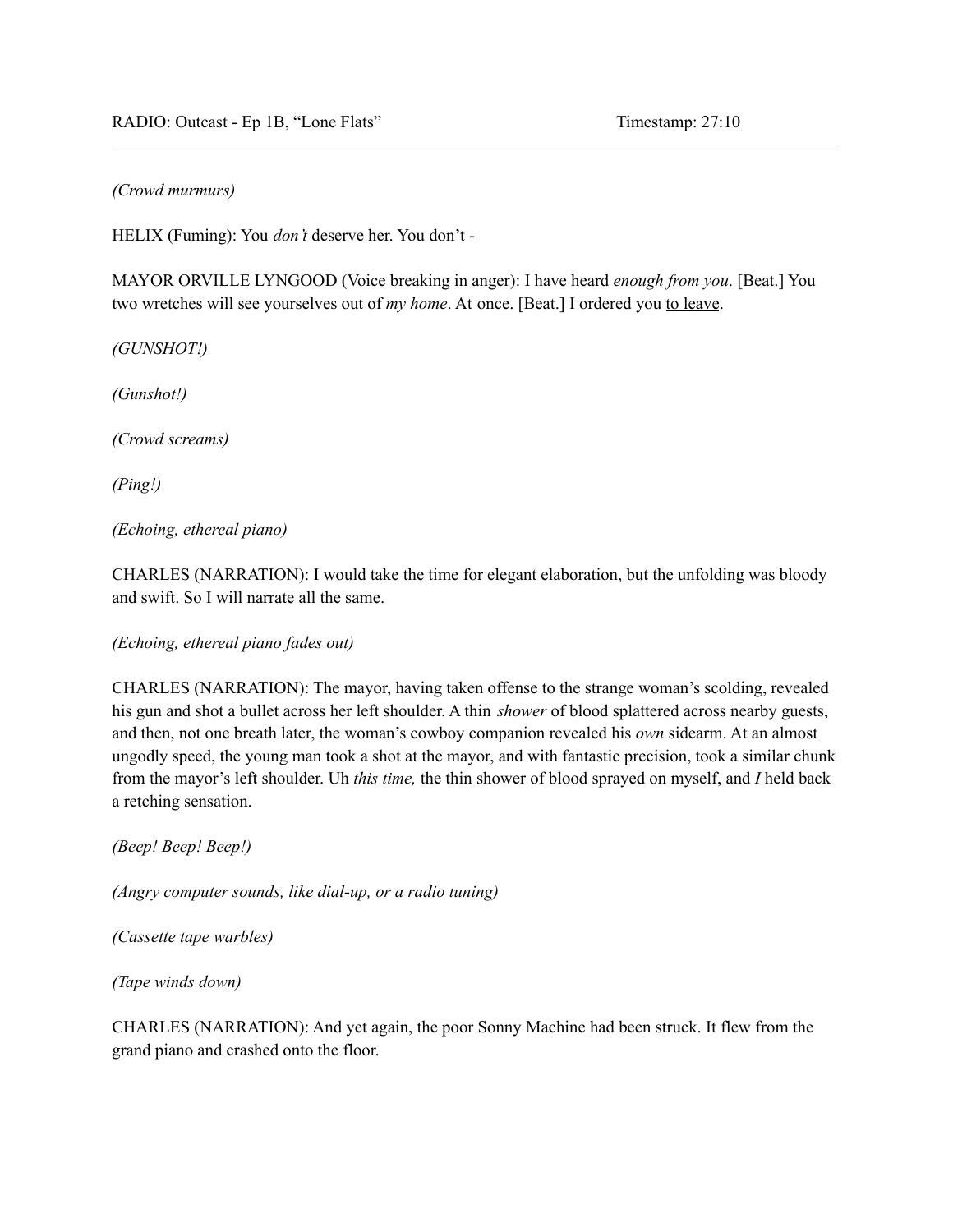*(Crowd murmurs)*

HELIX (Fuming): You *don't* deserve her. You don't -

MAYOR ORVILLE LYNGOOD (Voice breaking in anger): I have heard *enough from you*. [Beat.] You two wretches will see yourselves out of *my home*. At once. [Beat.] I ordered you <u>to leave</u>.

*(GUNSHOT!)*

*(Gunshot!)*

*(Crowd screams)*

*(Ping!)*

*(Echoing, ethereal piano)*

CHARLES (NARRATION): I would take the time for elegant elaboration, but the unfolding was bloody and swift. So I will narrate all the same.

*(Echoing, ethereal piano fades out)*

CHARLES (NARRATION): The mayor, having taken offense to the strange woman's scolding, revealed his gun and shot a bullet across her left shoulder. A thin *shower* of blood splattered across nearby guests, and then, not one breath later, the woman's cowboy companion revealed his *own* sidearm. At an almost ungodly speed, the young man took a shot at the mayor, and with fantastic precision, took a similar chunk from the mayor's left shoulder. Uh *this time,* the thin shower of blood sprayed on myself, and *I* held back a retching sensation.

*(Beep! Beep! Beep!)*

*(Angry computer sounds, like dial-up, or a radio tuning)*

*(Cassette tape warbles)*

*(Tape winds down)*

CHARLES (NARRATION): And yet again, the poor Sonny Machine had been struck. It flew from the grand piano and crashed onto the floor.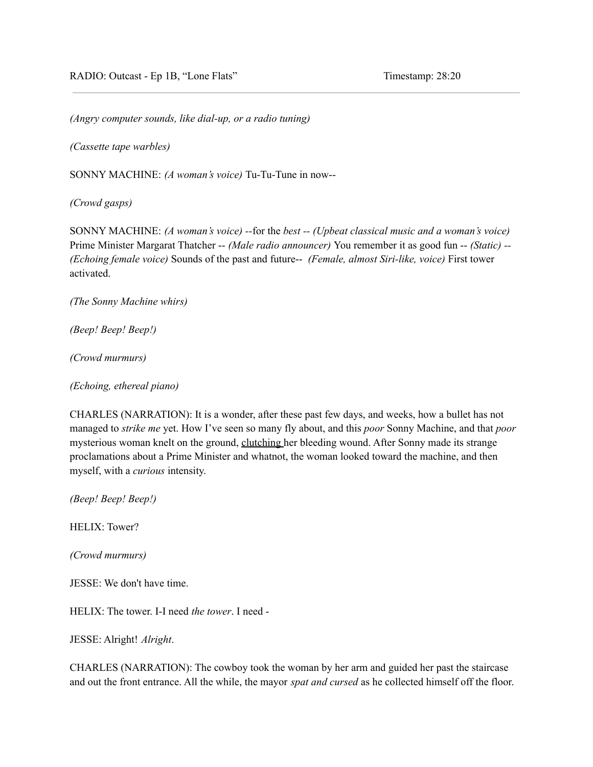RADIO: Outcast - Ep 1B, "Lone Flats" Timestamp: 28:20

---

*(Angry computer sounds, like dial-up, or a radio tuning)*

*(Cassette tape warbles)*

SONNY MACHINE: *(A woman's voice)* Tu-Tu-Tune in now--

*(Crowd gasps)*

SONNY MACHINE: *(A woman's voice)* --for the *best* -- *(Upbeat classical music and a woman's voice)* Prime Minister Margarat Thatcher -- *(Male radio announcer)* You remember it as good fun -- *(Static)* -- *(Echoing female voice)* Sounds of the past and future-- *(Female, almost Siri-like, voice)* First tower activated.

*(The Sonny Machine whirs)*

*(Beep! Beep! Beep!)*

*(Crowd murmurs)*

*(Echoing, ethereal piano)*

CHARLES (NARRATION): It is a wonder, after these past few days, and weeks, how a bullet has not managed to *strike me* yet. How I've seen so many fly about, and this *poor* Sonny Machine, and that *poor* mysterious woman knelt on the ground, clutching her bleeding wound. After Sonny made its strange proclamations about a Prime Minister and whatnot, the woman looked toward the machine, and then myself, with a *curious* intensity.

*(Beep! Beep! Beep!)*

HELIX: Tower?

*(Crowd murmurs)*

JESSE: We don't have time.

HELIX: The tower. I-I need *the tower*. I need -

JESSE: Alright! *Alright*.

CHARLES (NARRATION): The cowboy took the woman by her arm and guided her past the staircase and out the front entrance. All the while, the mayor *spat and cursed* as he collected himself off the floor.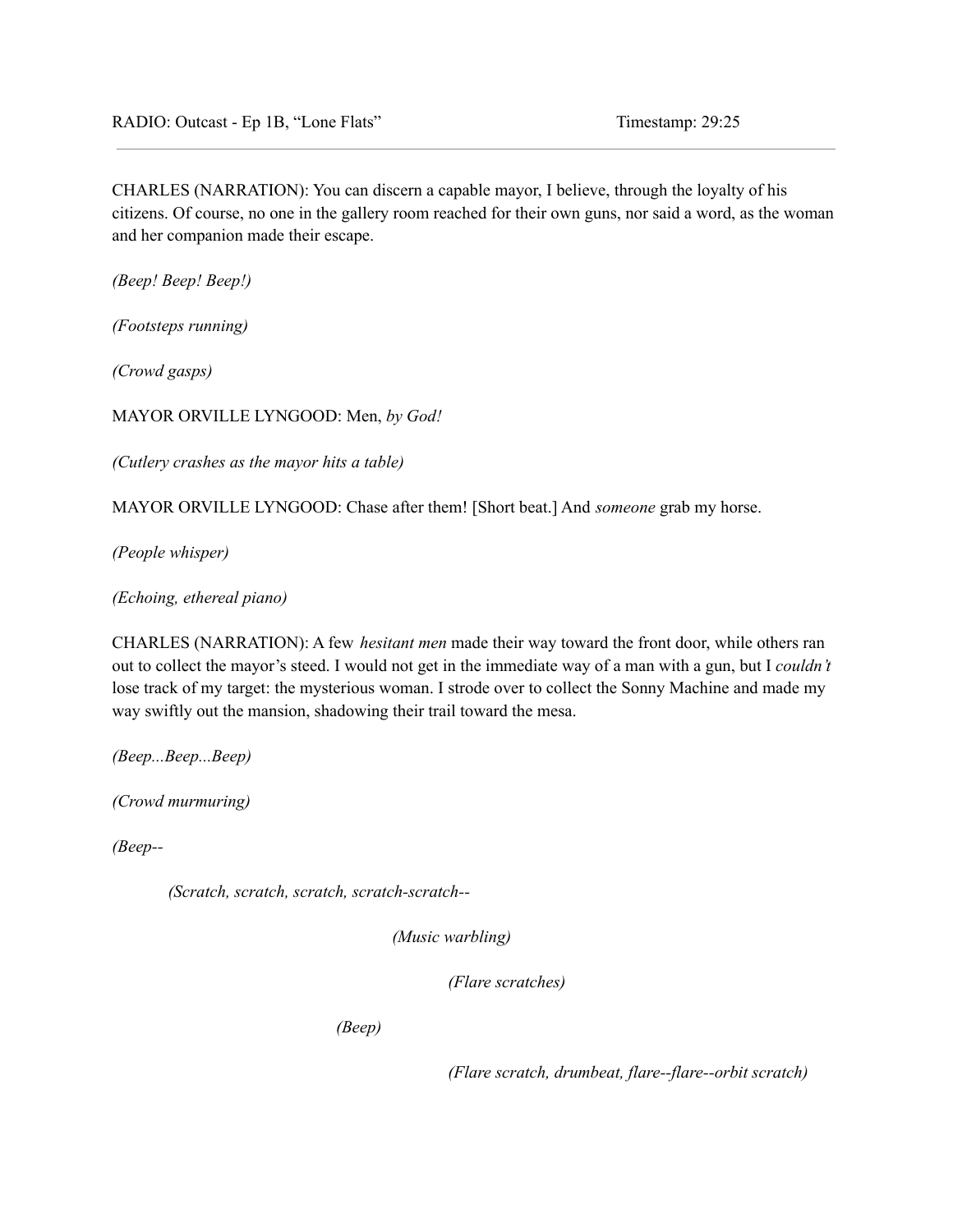RADIO: Outcast - Ep 1B, "Lone Flats" Timestamp: 29:25

---

CHARLES (NARRATION): You can discern a capable mayor, I believe, through the loyalty of his citizens. Of course, no one in the gallery room reached for their own guns, nor said a word, as the woman and her companion made their escape.

*(Beep! Beep! Beep!)*

*(Footsteps running)*

*(Crowd gasps)*

MAYOR ORVILLE LYNGOOD: Men, *by God!*

*(Cutlery crashes as the mayor hits a table)*

MAYOR ORVILLE LYNGOOD: Chase after them! [Short beat.] And *someone* grab my horse.

*(People whisper)*

*(Echoing, ethereal piano)*

CHARLES (NARRATION): A few *hesitant men* made their way toward the front door, while others ran out to collect the mayor's steed. I would not get in the immediate way of a man with a gun, but I *couldn't* lose track of my target: the mysterious woman. I strode over to collect the Sonny Machine and made my way swiftly out the mansion, shadowing their trail toward the mesa.

*(Beep...Beep...Beep)*

*(Crowd murmuring)*

*(Beep--*

*(Scratch, scratch, scratch, scratch-scratch--*

*(Music warbling)*

*(Flare scratches)*

*(Beep)*

*(Flare scratch, drumbeat, flare--flare--orbit scratch)*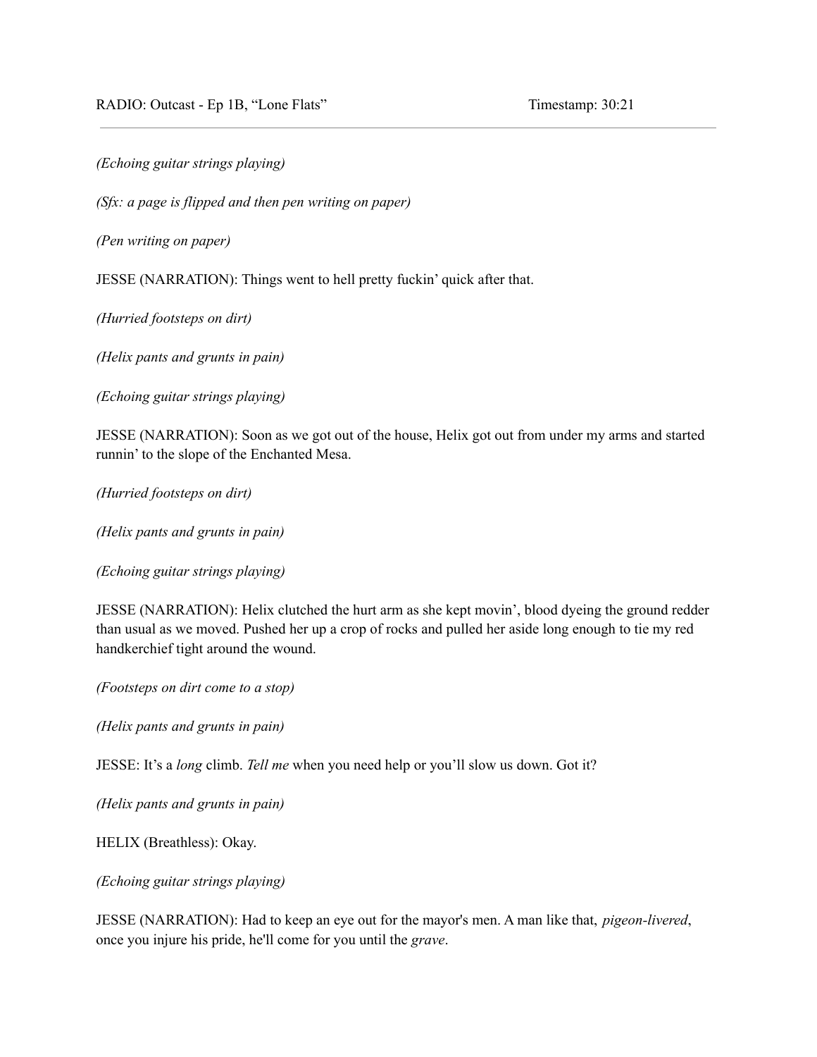*(Echoing guitar strings playing)*

*(Sfx: a page is flipped and then pen writing on paper)*

*(Pen writing on paper)*

JESSE (NARRATION): Things went to hell pretty fuckin' quick after that.

*(Hurried footsteps on dirt)*

*(Helix pants and grunts in pain)*

*(Echoing guitar strings playing)*

JESSE (NARRATION): Soon as we got out of the house, Helix got out from under my arms and started runnin' to the slope of the Enchanted Mesa.

*(Hurried footsteps on dirt)*

*(Helix pants and grunts in pain)*

*(Echoing guitar strings playing)*

JESSE (NARRATION): Helix clutched the hurt arm as she kept movin', blood dyeing the ground redder than usual as we moved. Pushed her up a crop of rocks and pulled her aside long enough to tie my red handkerchief tight around the wound.

*(Footsteps on dirt come to a stop)*

*(Helix pants and grunts in pain)*

JESSE: It's a *long* climb. *Tell me* when you need help or you'll slow us down. Got it?

*(Helix pants and grunts in pain)*

HELIX (Breathless): Okay.

*(Echoing guitar strings playing)*

JESSE (NARRATION): Had to keep an eye out for the mayor's men. A man like that, *pigeon-livered*, once you injure his pride, he'll come for you until the *grave*.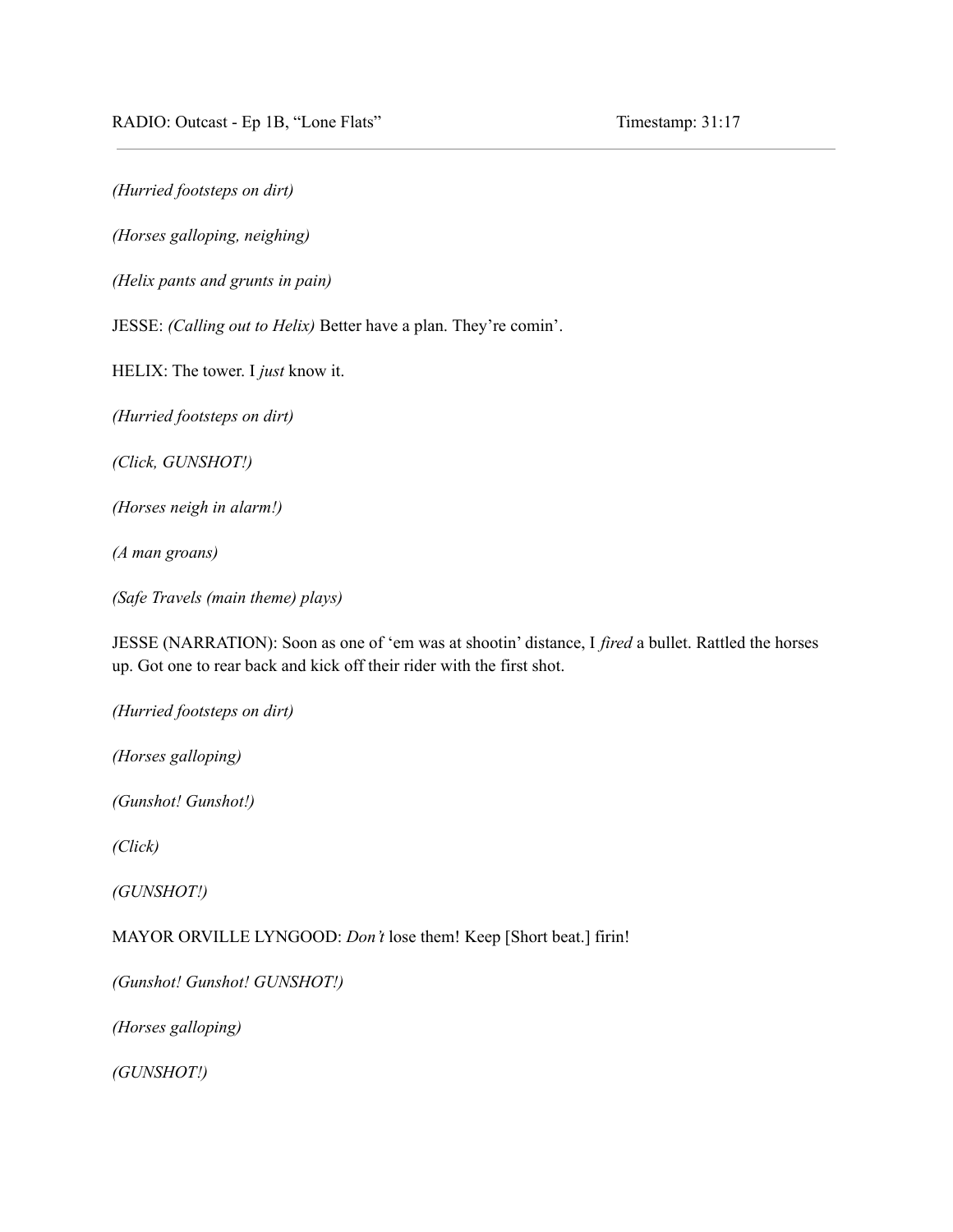*(Hurried footsteps on dirt)*

*(Horses galloping, neighing)*

*(Helix pants and grunts in pain)*

JESSE: *(Calling out to Helix)* Better have a plan. They're comin'.

HELIX: The tower. I *just* know it.

*(Hurried footsteps on dirt)*

*(Click, GUNSHOT!)*

*(Horses neigh in alarm!)*

*(A man groans)*

*(Safe Travels (main theme) plays)*

JESSE (NARRATION): Soon as one of 'em was at shootin' distance, I *fired* a bullet. Rattled the horses up. Got one to rear back and kick off their rider with the first shot.

*(Hurried footsteps on dirt)*

*(Horses galloping)*

*(Gunshot! Gunshot!)*

*(Click)*

*(GUNSHOT!)*

MAYOR ORVILLE LYNGOOD: *Don't* lose them! Keep [Short beat.] firin!

*(Gunshot! Gunshot! GUNSHOT!)*

*(Horses galloping)*

*(GUNSHOT!)*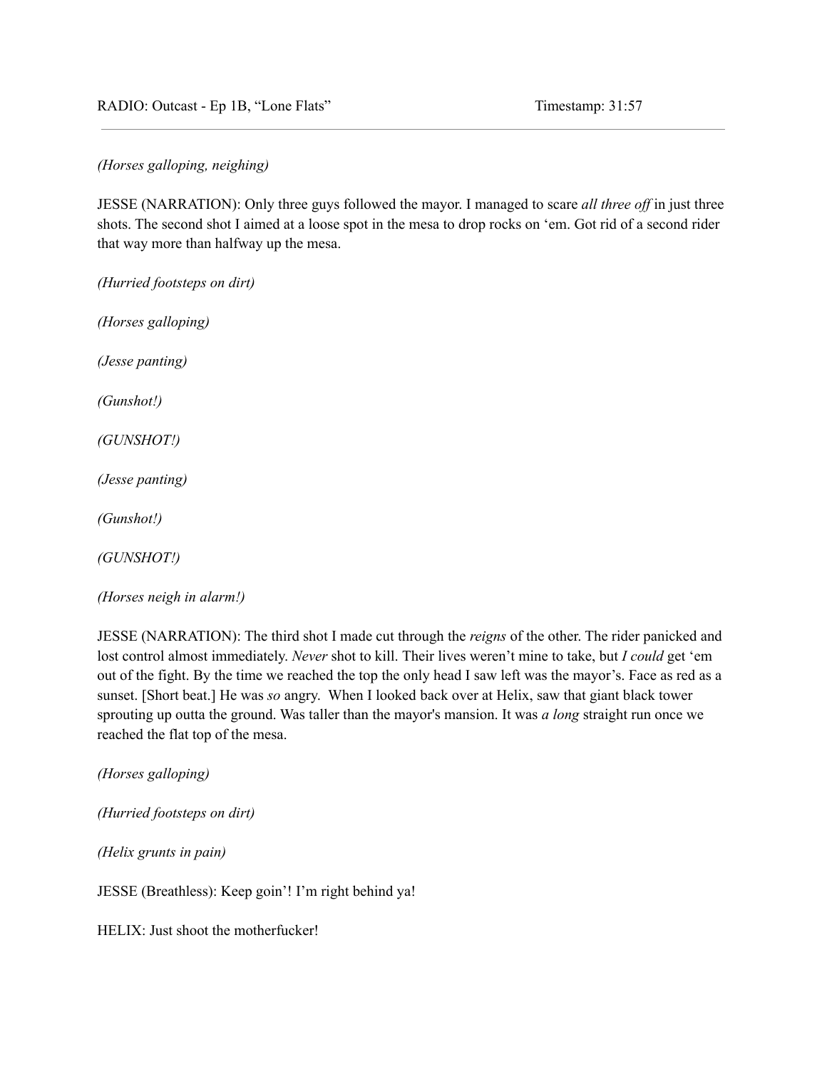*(Horses galloping, neighing)*

JESSE (NARRATION): Only three guys followed the mayor. I managed to scare *all three off* in just three shots. The second shot I aimed at a loose spot in the mesa to drop rocks on 'em. Got rid of a second rider that way more than halfway up the mesa.

*(Hurried footsteps on dirt)*

*(Horses galloping)*

*(Jesse panting)*

*(Gunshot!)*

*(GUNSHOT!)*

*(Jesse panting)*

*(Gunshot!)*

*(GUNSHOT!)*

*(Horses neigh in alarm!)*

JESSE (NARRATION): The third shot I made cut through the *reigns* of the other. The rider panicked and lost control almost immediately. *Never* shot to kill. Their lives weren't mine to take, but *I could* get 'em out of the fight. By the time we reached the top the only head I saw left was the mayor's. Face as red as a sunset. [Short beat.] He was *so* angry. When I looked back over at Helix, saw that giant black tower sprouting up outta the ground. Was taller than the mayor's mansion. It was *a long* straight run once we reached the flat top of the mesa.

*(Horses galloping)*

*(Hurried footsteps on dirt)*

*(Helix grunts in pain)*

JESSE (Breathless): Keep goin'! I'm right behind ya!

HELIX: Just shoot the motherfucker!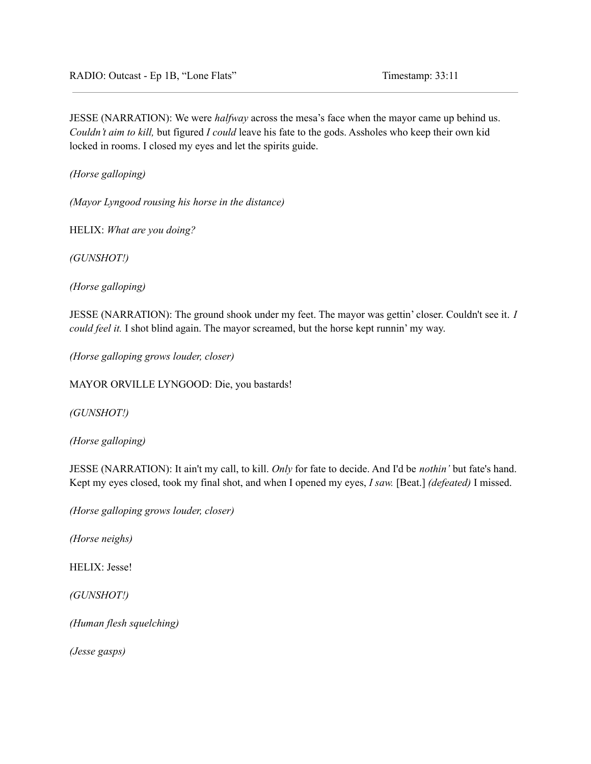RADIO: Outcast - Ep 1B, "Lone Flats" Timestamp: 33:11

---

JESSE (NARRATION): We were *halfway* across the mesa's face when the mayor came up behind us. *Couldn't aim to kill,* but figured *I could* leave his fate to the gods. Assholes who keep their own kid locked in rooms. I closed my eyes and let the spirits guide.

*(Horse galloping)*

*(Mayor Lyngood rousing his horse in the distance)*

HELIX: *What are you doing?*

*(GUNSHOT!)*

*(Horse galloping)*

JESSE (NARRATION): The ground shook under my feet. The mayor was gettin' closer. Couldn't see it. *I could feel it.* I shot blind again. The mayor screamed, but the horse kept runnin' my way.

*(Horse galloping grows louder, closer)*

MAYOR ORVILLE LYNGOOD: Die, you bastards!

*(GUNSHOT!)*

*(Horse galloping)*

JESSE (NARRATION): It ain't my call, to kill. *Only* for fate to decide. And I'd be *nothin'* but fate's hand. Kept my eyes closed, took my final shot, and when I opened my eyes, *I saw.* [Beat.] *(defeated)* I missed.

*(Horse galloping grows louder, closer)*

*(Horse neighs)*

HELIX: Jesse!

*(GUNSHOT!)*

*(Human flesh squelching)*

*(Jesse gasps)*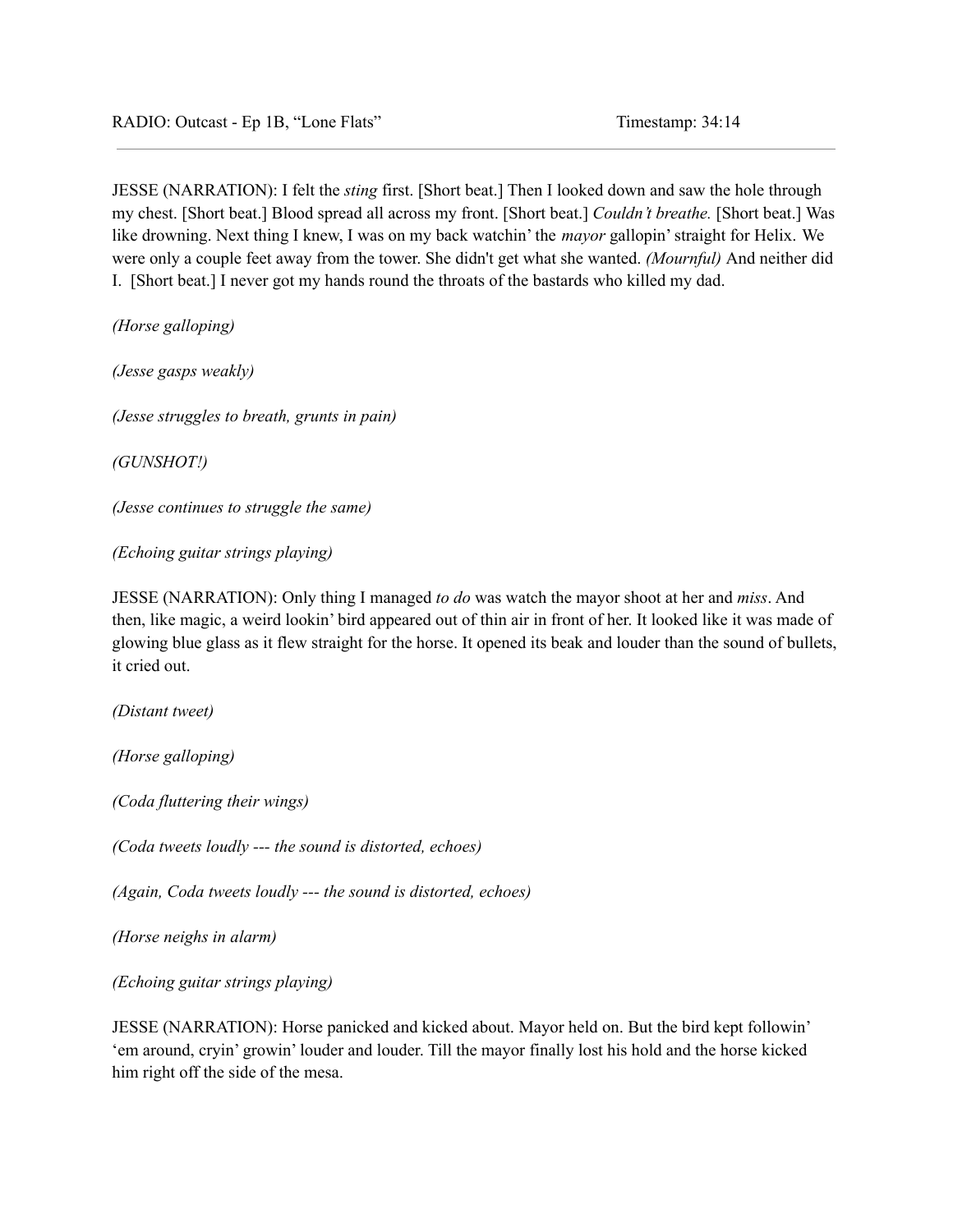JESSE (NARRATION): I felt the *sting* first. [Short beat.] Then I looked down and saw the hole through my chest. [Short beat.] Blood spread all across my front. [Short beat.] *Couldn't breathe.* [Short beat.] Was like drowning. Next thing I knew, I was on my back watchin' the *mayor* gallopin' straight for Helix. We were only a couple feet away from the tower. She didn't get what she wanted. *(Mournful)* And neither did I. [Short beat.] I never got my hands round the throats of the bastards who killed my dad.

*(Horse galloping)*

*(Jesse gasps weakly)*

*(Jesse struggles to breath, grunts in pain)*

*(GUNSHOT!)*

*(Jesse continues to struggle the same)*

*(Echoing guitar strings playing)*

JESSE (NARRATION): Only thing I managed *to do* was watch the mayor shoot at her and *miss*. And then, like magic, a weird lookin' bird appeared out of thin air in front of her. It looked like it was made of glowing blue glass as it flew straight for the horse. It opened its beak and louder than the sound of bullets, it cried out.

*(Distant tweet)*

*(Horse galloping)*

*(Coda fluttering their wings)*

*(Coda tweets loudly --- the sound is distorted, echoes)*

*(Again, Coda tweets loudly --- the sound is distorted, echoes)*

*(Horse neighs in alarm)*

*(Echoing guitar strings playing)*

JESSE (NARRATION): Horse panicked and kicked about. Mayor held on. But the bird kept followin' 'em around, cryin' growin' louder and louder. Till the mayor finally lost his hold and the horse kicked him right off the side of the mesa.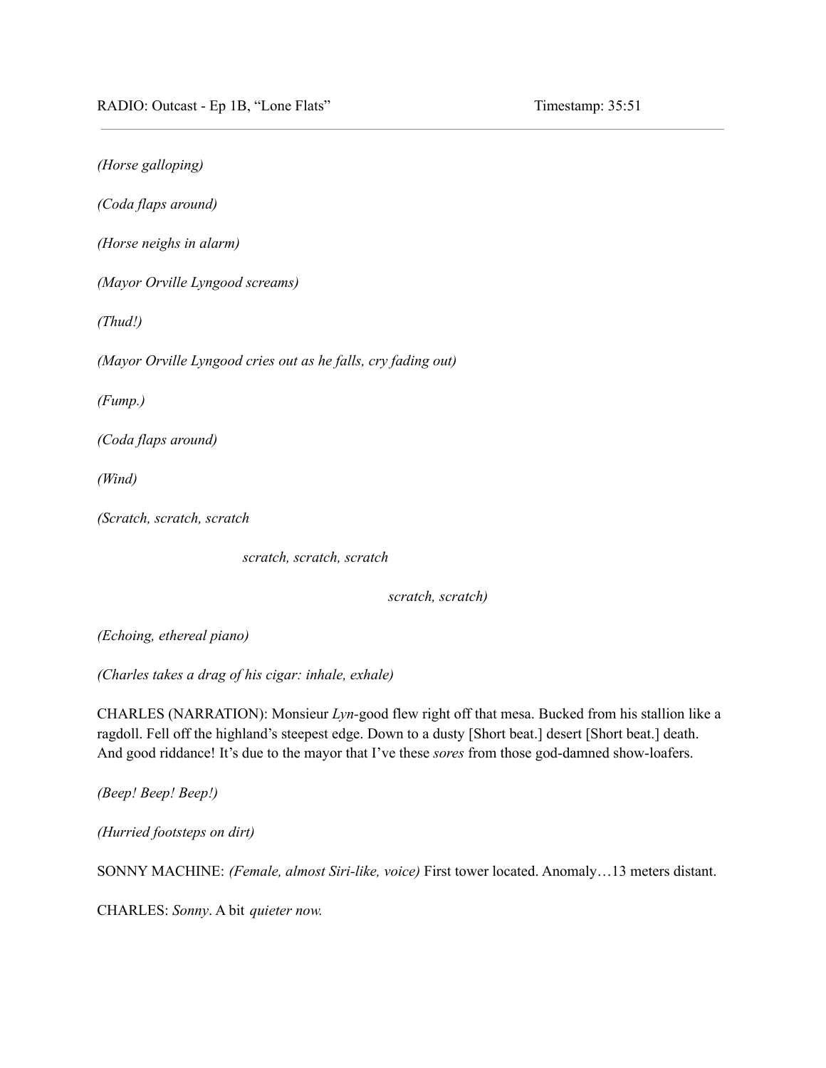*(Horse galloping)*

*(Coda flaps around)*

*(Horse neighs in alarm)*

*(Mayor Orville Lyngood screams)*

*(Thud!)*

*(Mayor Orville Lyngood cries out as he falls, cry fading out)*

*(Fump.)*

*(Coda flaps around)*

*(Wind)*

*(Scratch, scratch, scratch*

*scratch, scratch, scratch*

*scratch, scratch)*

*(Echoing, ethereal piano)*

*(Charles takes a drag of his cigar: inhale, exhale)*

CHARLES (NARRATION): Monsieur *Lyn*-good flew right off that mesa. Bucked from his stallion like a ragdoll. Fell off the highland's steepest edge. Down to a dusty [Short beat.] desert [Short beat.] death. And good riddance! It's due to the mayor that I've these *sores* from those god-damned show-loafers.

*(Beep! Beep! Beep!)*

*(Hurried footsteps on dirt)*

SONNY MACHINE: *(Female, almost Siri-like, voice)* First tower located. Anomaly…13 meters distant.

CHARLES: *Sonny*. A bit *quieter now.*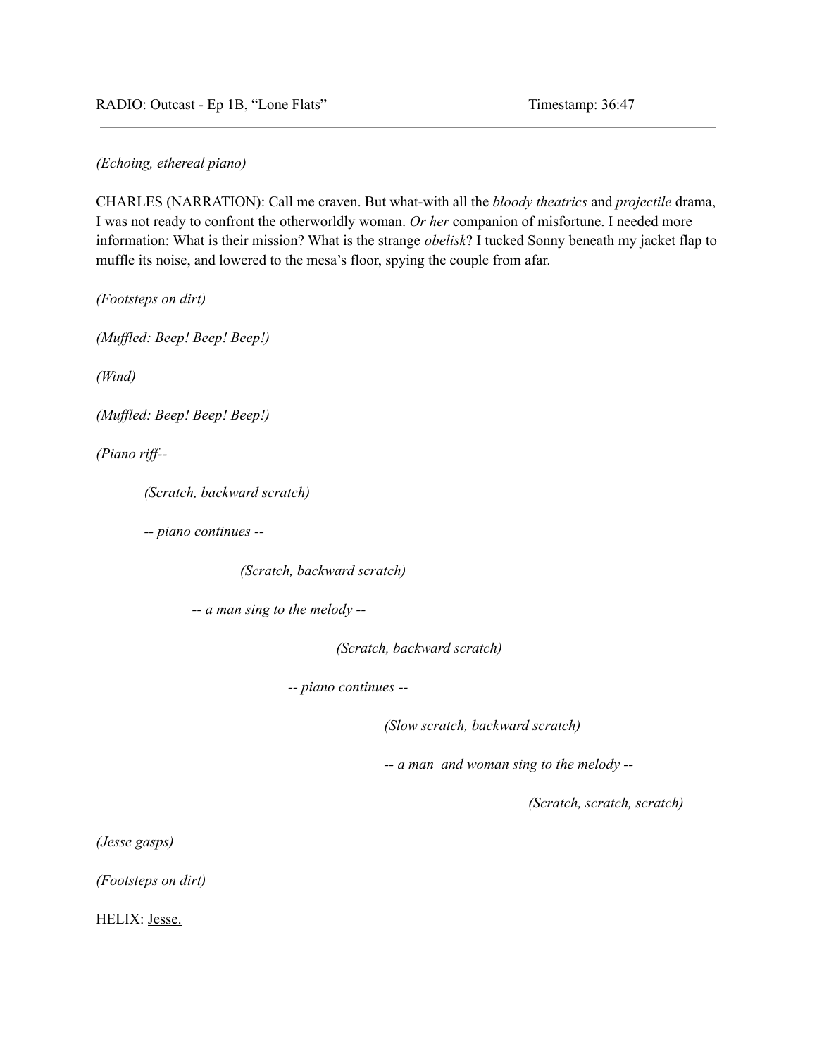*(Echoing, ethereal piano)*

CHARLES (NARRATION): Call me craven. But what-with all the *bloody theatrics* and *projectile* drama, I was not ready to confront the otherworldly woman. *Or her* companion of misfortune. I needed more information: What is their mission? What is the strange *obelisk*? I tucked Sonny beneath my jacket flap to muffle its noise, and lowered to the mesa's floor, spying the couple from afar.

*(Footsteps on dirt)*

*(Muffled: Beep! Beep! Beep!)*

*(Wind)*

*(Muffled: Beep! Beep! Beep!)*

*(Piano riff--*

*(Scratch, backward scratch)*

*-- piano continues --*

*(Scratch, backward scratch)*

*-- a man sing to the melody --*

*(Scratch, backward scratch)*

*-- piano continues --*

*(Slow scratch, backward scratch)*

*-- a man and woman sing to the melody --*

*(Scratch, scratch, scratch)*

*(Jesse gasps)*

*(Footsteps on dirt)*

HELIX: <u>Jesse.</u>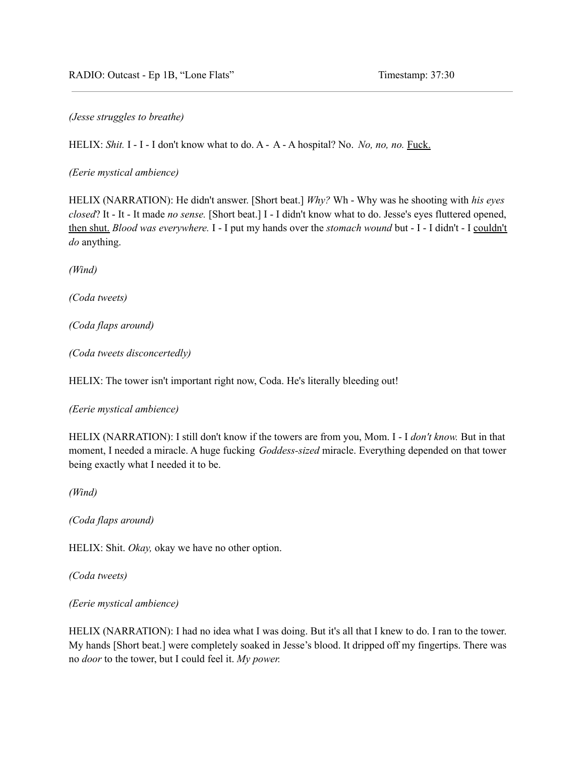*(Jesse struggles to breathe)*

HELIX: *Shit.* I - I - I don't know what to do. A - A - A hospital? No. *No, no, no.* Fuck.

*(Eerie mystical ambience)*

HELIX (NARRATION): He didn't answer. [Short beat.] *Why?* Wh - Why was he shooting with *his eyes closed*? It - It - It made *no sense.* [Short beat.] I - I didn't know what to do. Jesse's eyes fluttered opened, then shut. *Blood was everywhere.* I - I put my hands over the *stomach wound* but - I - I didn't - I couldn't *do* anything.

*(Wind)*

*(Coda tweets)*

*(Coda flaps around)*

*(Coda tweets disconcertedly)*

HELIX: The tower isn't important right now, Coda. He's literally bleeding out!

*(Eerie mystical ambience)*

HELIX (NARRATION): I still don't know if the towers are from you, Mom. I - I *don't know.* But in that moment, I needed a miracle. A huge fucking *Goddess-sized* miracle. Everything depended on that tower being exactly what I needed it to be.

*(Wind)*

*(Coda flaps around)*

HELIX: Shit. *Okay,* okay we have no other option.

*(Coda tweets)*

*(Eerie mystical ambience)*

HELIX (NARRATION): I had no idea what I was doing. But it's all that I knew to do. I ran to the tower. My hands [Short beat.] were completely soaked in Jesse's blood. It dripped off my fingertips. There was no *door* to the tower, but I could feel it. *My power.*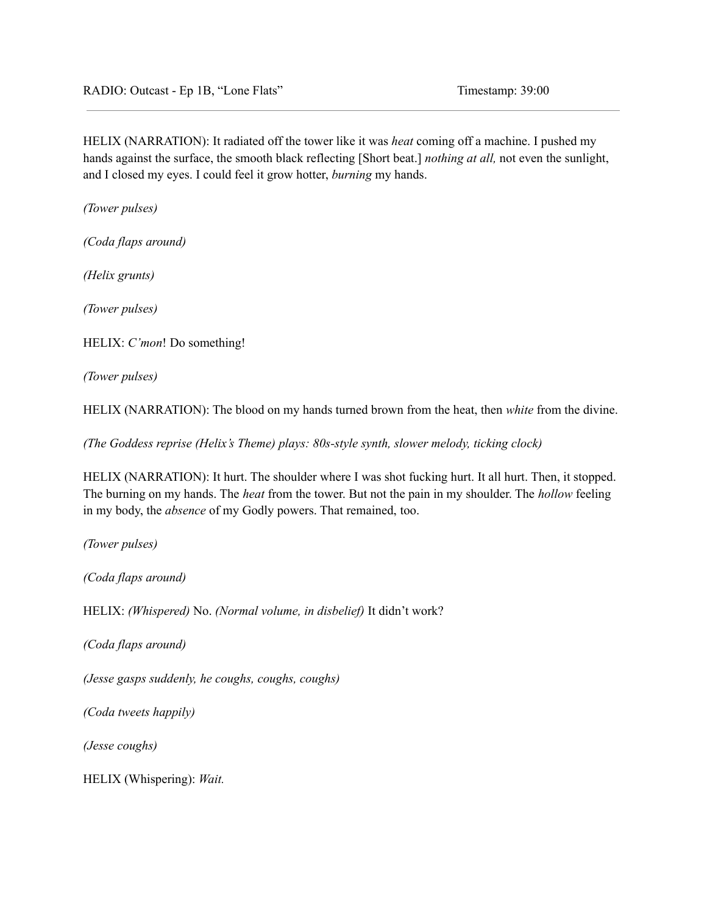HELIX (NARRATION): It radiated off the tower like it was *heat* coming off a machine. I pushed my hands against the surface, the smooth black reflecting [Short beat.] *nothing at all,* not even the sunlight, and I closed my eyes. I could feel it grow hotter, *burning* my hands.

*(Tower pulses)*

*(Coda flaps around)*

*(Helix grunts)*

*(Tower pulses)*

HELIX: *C'mon*! Do something!

*(Tower pulses)*

HELIX (NARRATION): The blood on my hands turned brown from the heat, then *white* from the divine.

*(The Goddess reprise (Helix's Theme) plays: 80s-style synth, slower melody, ticking clock)*

HELIX (NARRATION): It hurt. The shoulder where I was shot fucking hurt. It all hurt. Then, it stopped. The burning on my hands. The *heat* from the tower. But not the pain in my shoulder. The *hollow* feeling in my body, the *absence* of my Godly powers. That remained, too.

*(Tower pulses)*

*(Coda flaps around)*

HELIX: *(Whispered)* No. *(Normal volume, in disbelief)* It didn't work?

*(Coda flaps around)*

*(Jesse gasps suddenly, he coughs, coughs, coughs)*

*(Coda tweets happily)*

*(Jesse coughs)*

HELIX (Whispering): *Wait.*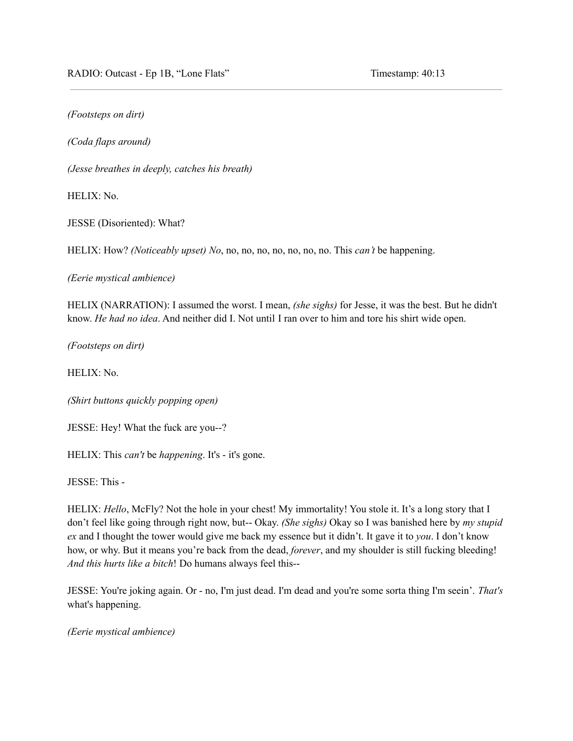*(Footsteps on dirt)*

*(Coda flaps around)*

*(Jesse breathes in deeply, catches his breath)*

HELIX: No.

JESSE (Disoriented): What?

HELIX: How? *(Noticeably upset) No*, no, no, no, no, no, no, no. This *can't* be happening.

*(Eerie mystical ambience)*

HELIX (NARRATION): I assumed the worst. I mean, *(she sighs)* for Jesse, it was the best. But he didn't know. *He had no idea*. And neither did I. Not until I ran over to him and tore his shirt wide open.

*(Footsteps on dirt)*

HELIX: No.

*(Shirt buttons quickly popping open)*

JESSE: Hey! What the fuck are you--?

HELIX: This *can't* be *happening*. It's - it's gone.

JESSE: This -

HELIX: *Hello*, McFly? Not the hole in your chest! My immortality! You stole it. It's a long story that I don't feel like going through right now, but-- Okay. *(She sighs)* Okay so I was banished here by *my stupid ex* and I thought the tower would give me back my essence but it didn't. It gave it to *you*. I don't know how, or why. But it means you're back from the dead, *forever*, and my shoulder is still fucking bleeding! *And this hurts like a bitch*! Do humans always feel this--

JESSE: You're joking again. Or - no, I'm just dead. I'm dead and you're some sorta thing I'm seein'. *That's* what's happening.

*(Eerie mystical ambience)*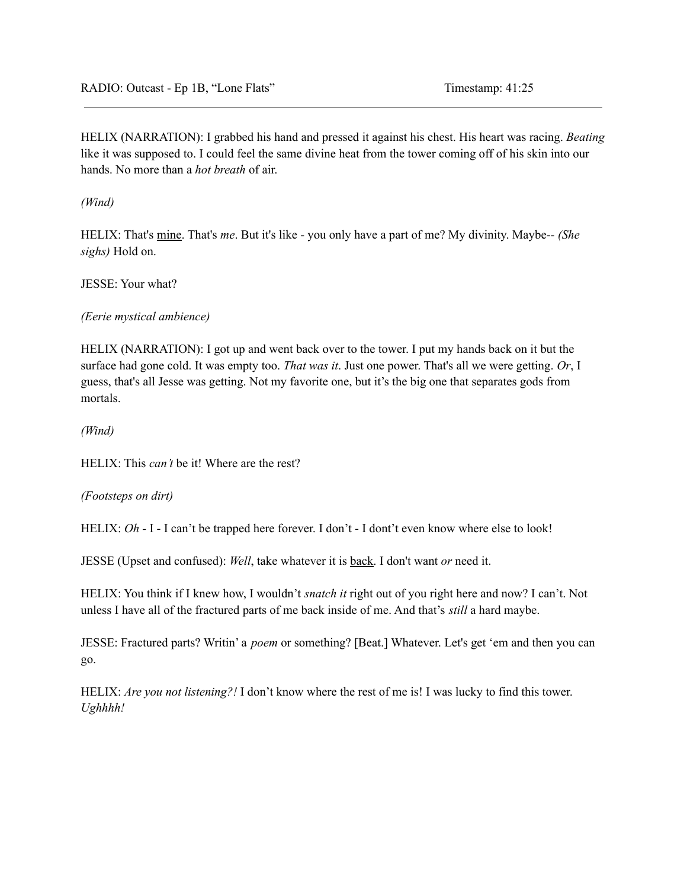HELIX (NARRATION): I grabbed his hand and pressed it against his chest. His heart was racing. *Beating* like it was supposed to. I could feel the same divine heat from the tower coming off of his skin into our hands. No more than a *hot breath* of air.

*(Wind)*

HELIX: That's <u>mine</u>. That's *me*. But it's like - you only have a part of me? My divinity. Maybe-- *(She sighs)* Hold on.

JESSE: Your what?

*(Eerie mystical ambience)*

HELIX (NARRATION): I got up and went back over to the tower. I put my hands back on it but the surface had gone cold. It was empty too. *That was it*. Just one power. That's all we were getting. *Or*, I guess, that's all Jesse was getting. Not my favorite one, but it's the big one that separates gods from mortals.

*(Wind)*

HELIX: This *can't* be it! Where are the rest?

*(Footsteps on dirt)*

HELIX: *Oh* - I - I can't be trapped here forever. I don't - I dont't even know where else to look!

JESSE (Upset and confused): *Well*, take whatever it is <u>back</u>. I don't want *or* need it.

HELIX: You think if I knew how, I wouldn't *snatch it* right out of you right here and now? I can't. Not unless I have all of the fractured parts of me back inside of me. And that's *still* a hard maybe.

JESSE: Fractured parts? Writin' a *poem* or something? [Beat.] Whatever. Let's get 'em and then you can go.

HELIX: *Are you not listening?!* I don't know where the rest of me is! I was lucky to find this tower. *Ughhhh!*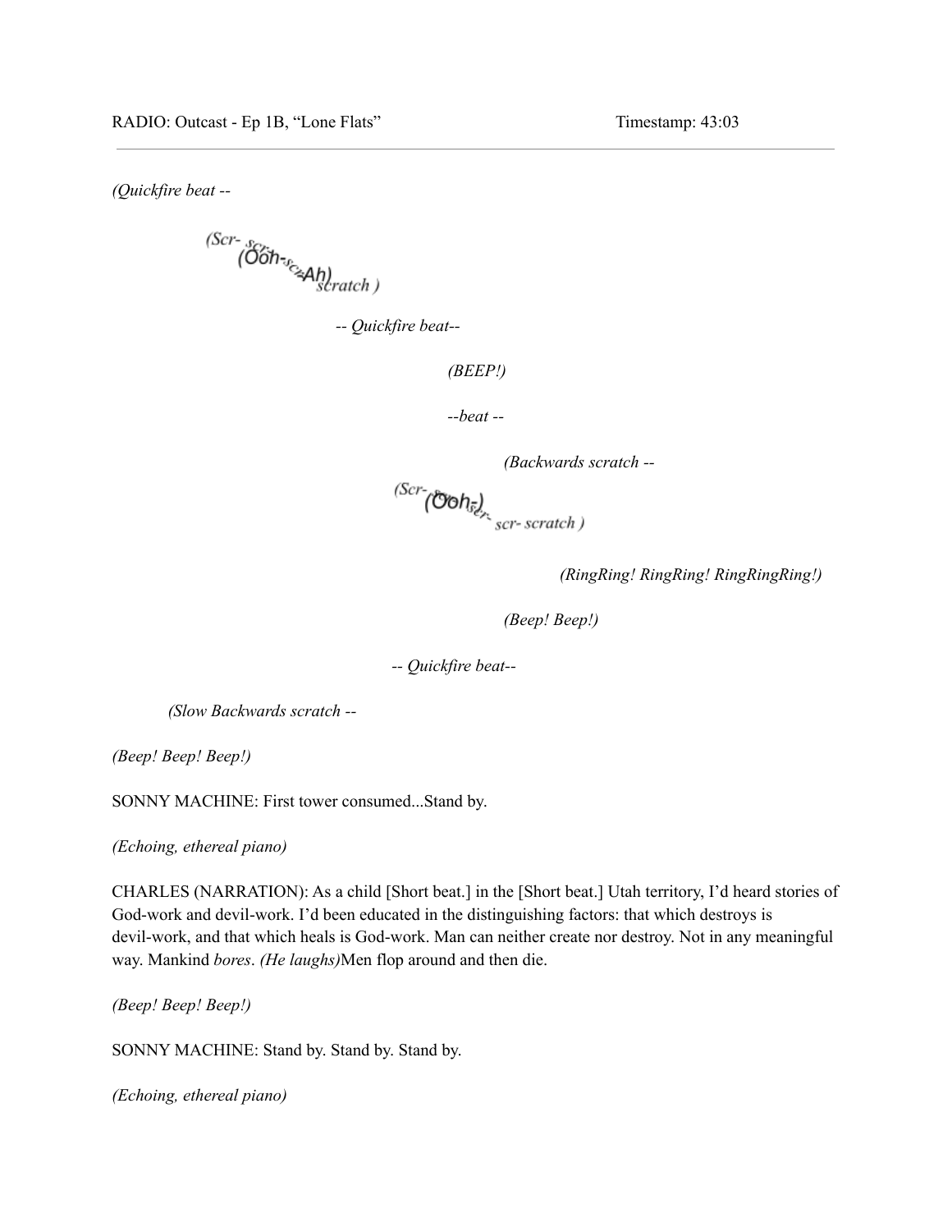*(Quickfire beat --*

*(Scr- scr-* (Ooh-*scr*-Ah) *scratch )*

*-- Quickfire beat--*

*(BEEP!)*

*--beat --*

*(Backwards scratch --*

*(Scr-* (Ooh-) *scr- scr- scratch )*

*(RingRing! RingRing! RingRingRing!)*

*(Beep! Beep!)*

*-- Quickfire beat--*

*(Slow Backwards scratch --*

*(Beep! Beep! Beep!)*

SONNY MACHINE: First tower consumed...Stand by.

*(Echoing, ethereal piano)*

CHARLES (NARRATION): As a child [Short beat.] in the [Short beat.] Utah territory, I'd heard stories of God-work and devil-work. I'd been educated in the distinguishing factors: that which destroys is devil-work, and that which heals is God-work. Man can neither create nor destroy. Not in any meaningful way. Mankind *bores*. *(He laughs)*Men flop around and then die.

*(Beep! Beep! Beep!)*

SONNY MACHINE: Stand by. Stand by. Stand by.

*(Echoing, ethereal piano)*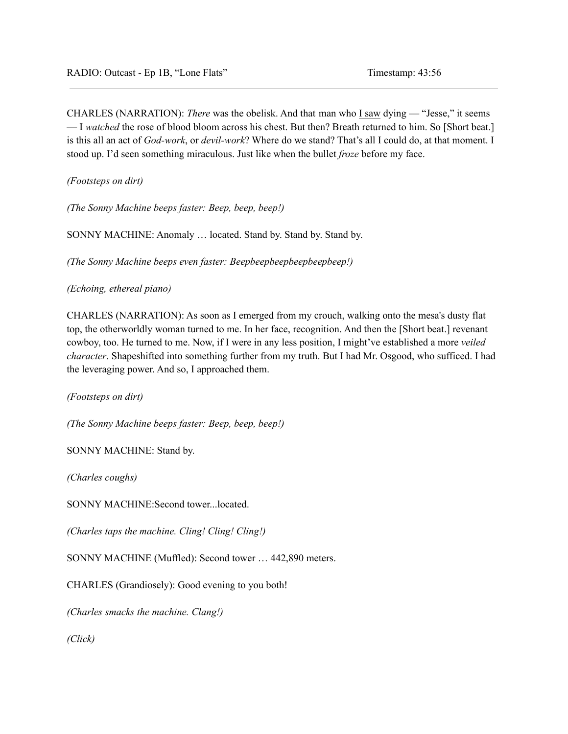CHARLES (NARRATION): *There* was the obelisk. And that man who <u>I saw</u> dying — "Jesse," it seems — I *watched* the rose of blood bloom across his chest. But then? Breath returned to him. So [Short beat.] is this all an act of *God-work*, or *devil-work*? Where do we stand? That's all I could do, at that moment. I stood up. I'd seen something miraculous. Just like when the bullet *froze* before my face.

*(Footsteps on dirt)*

*(The Sonny Machine beeps faster: Beep, beep, beep!)*

SONNY MACHINE: Anomaly … located. Stand by. Stand by. Stand by.

*(The Sonny Machine beeps even faster: Beepbeepbeepbeepbeepbeep!)*

*(Echoing, ethereal piano)*

CHARLES (NARRATION): As soon as I emerged from my crouch, walking onto the mesa's dusty flat top, the otherworldly woman turned to me. In her face, recognition. And then the [Short beat.] revenant cowboy, too. He turned to me. Now, if I were in any less position, I might've established a more *veiled character*. Shapeshifted into something further from my truth. But I had Mr. Osgood, who sufficed. I had the leveraging power. And so, I approached them.

*(Footsteps on dirt)*

*(The Sonny Machine beeps faster: Beep, beep, beep!)*

SONNY MACHINE: Stand by.

*(Charles coughs)*

SONNY MACHINE:Second tower...located.

*(Charles taps the machine. Cling! Cling! Cling!)*

SONNY MACHINE (Muffled): Second tower … 442,890 meters.

CHARLES (Grandiosely): Good evening to you both!

*(Charles smacks the machine. Clang!)*

*(Click)*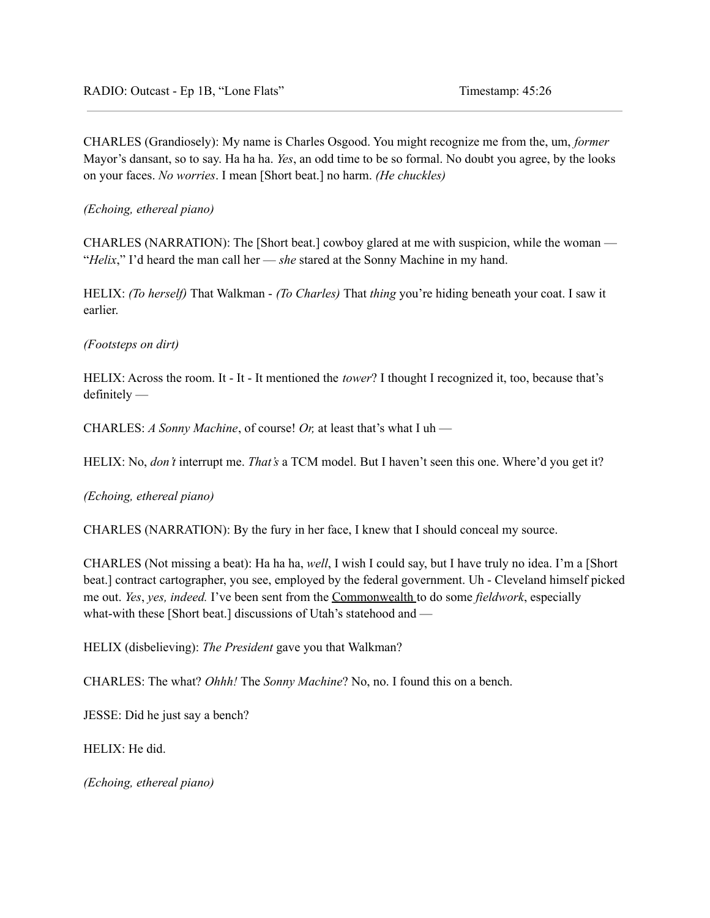CHARLES (Grandiosely): My name is Charles Osgood. You might recognize me from the, um, *former* Mayor's dansant, so to say. Ha ha ha. *Yes*, an odd time to be so formal. No doubt you agree, by the looks on your faces. *No worries*. I mean [Short beat.] no harm. *(He chuckles)*

*(Echoing, ethereal piano)*

CHARLES (NARRATION): The [Short beat.] cowboy glared at me with suspicion, while the woman — "*Helix*," I'd heard the man call her — *she* stared at the Sonny Machine in my hand.

HELIX: *(To herself)* That Walkman - *(To Charles)* That *thing* you're hiding beneath your coat. I saw it earlier.

*(Footsteps on dirt)*

HELIX: Across the room. It - It - It mentioned the *tower*? I thought I recognized it, too, because that's definitely —

CHARLES: *A Sonny Machine*, of course! *Or,* at least that's what I uh —

HELIX: No, *don't* interrupt me. *That's* a TCM model. But I haven't seen this one. Where'd you get it?

*(Echoing, ethereal piano)*

CHARLES (NARRATION): By the fury in her face, I knew that I should conceal my source.

CHARLES (Not missing a beat): Ha ha ha, *well*, I wish I could say, but I have truly no idea. I'm a [Short beat.] contract cartographer, you see, employed by the federal government. Uh - Cleveland himself picked me out. *Yes*, *yes, indeed.* I've been sent from the Commonwealth to do some *fieldwork*, especially what-with these [Short beat.] discussions of Utah's statehood and —

HELIX (disbelieving): *The President* gave you that Walkman?

CHARLES: The what? *Ohhh!* The *Sonny Machine*? No, no. I found this on a bench.

JESSE: Did he just say a bench?

HELIX: He did.

*(Echoing, ethereal piano)*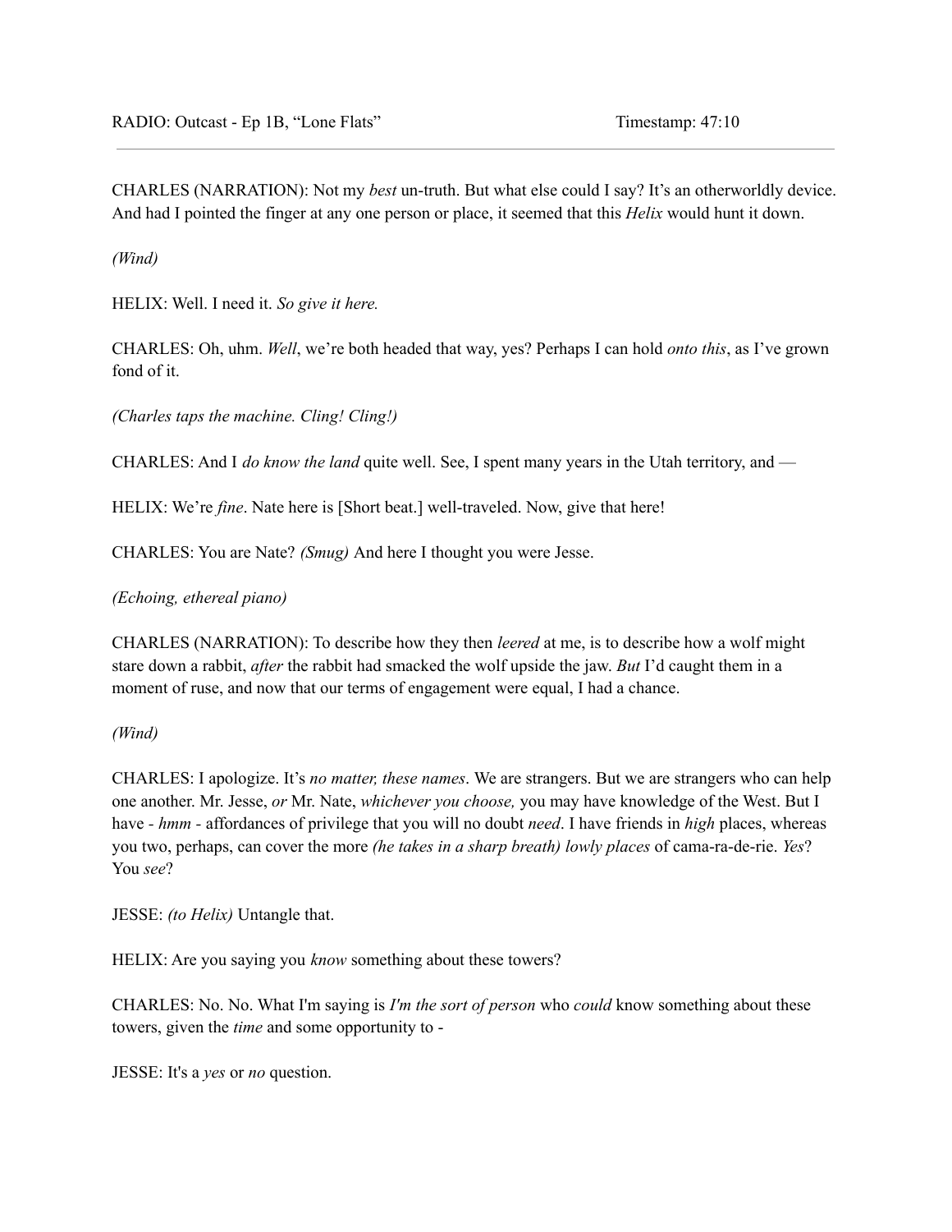CHARLES (NARRATION): Not my *best* un-truth. But what else could I say? It's an otherworldly device. And had I pointed the finger at any one person or place, it seemed that this *Helix* would hunt it down.

*(Wind)*

HELIX: Well. I need it. *So give it here.*

CHARLES: Oh, uhm. *Well*, we're both headed that way, yes? Perhaps I can hold *onto this*, as I've grown fond of it.

*(Charles taps the machine. Cling! Cling!)*

CHARLES: And I *do know the land* quite well. See, I spent many years in the Utah territory, and —

HELIX: We're *fine*. Nate here is [Short beat.] well-traveled. Now, give that here!

CHARLES: You are Nate? *(Smug)* And here I thought you were Jesse.

*(Echoing, ethereal piano)*

CHARLES (NARRATION): To describe how they then *leered* at me, is to describe how a wolf might stare down a rabbit, *after* the rabbit had smacked the wolf upside the jaw. *But* I'd caught them in a moment of ruse, and now that our terms of engagement were equal, I had a chance.

*(Wind)*

CHARLES: I apologize. It's *no matter, these names*. We are strangers. But we are strangers who can help one another. Mr. Jesse, *or* Mr. Nate, *whichever you choose,* you may have knowledge of the West. But I have - *hmm* - affordances of privilege that you will no doubt *need*. I have friends in *high* places, whereas you two, perhaps, can cover the more *(he takes in a sharp breath) lowly places* of cama-ra-de-rie. *Yes*? You *see*?

JESSE: *(to Helix)* Untangle that.

HELIX: Are you saying you *know* something about these towers?

CHARLES: No. No. What I'm saying is *I'm the sort of person* who *could* know something about these towers, given the *time* and some opportunity to -

JESSE: It's a *yes* or *no* question.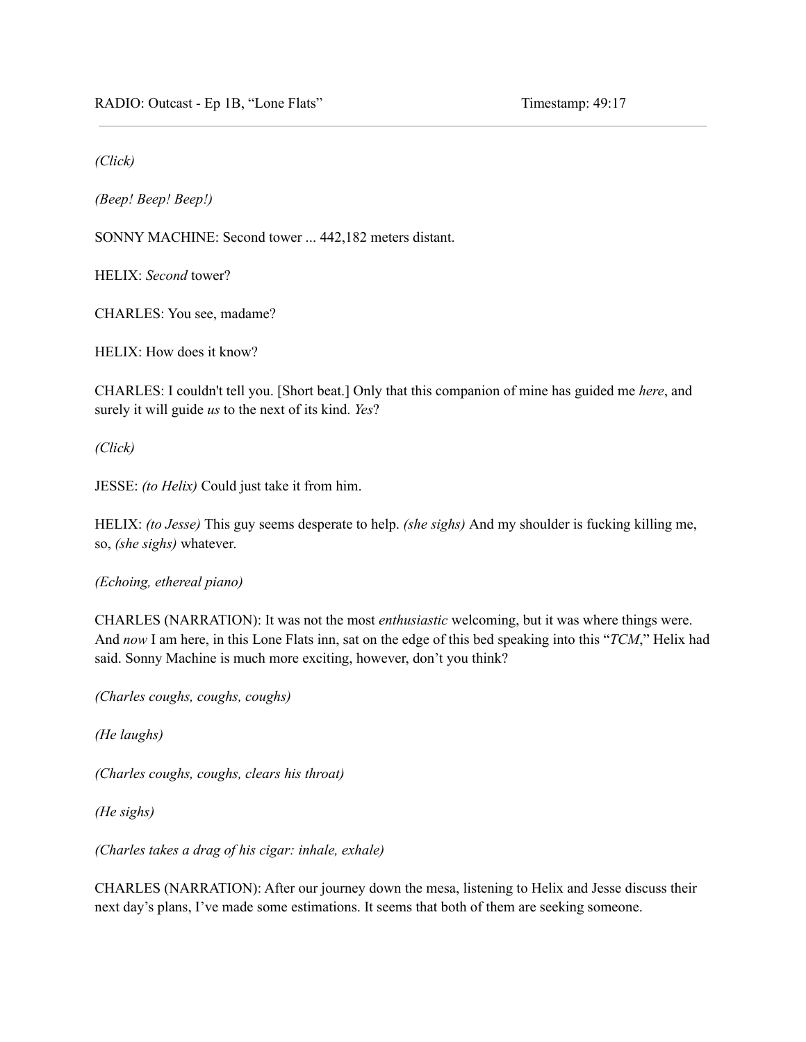*(Click)*

*(Beep! Beep! Beep!)*

SONNY MACHINE: Second tower ... 442,182 meters distant.

HELIX: *Second* tower?

CHARLES: You see, madame?

HELIX: How does it know?

CHARLES: I couldn't tell you. [Short beat.] Only that this companion of mine has guided me *here*, and surely it will guide *us* to the next of its kind. *Yes*?

*(Click)*

JESSE: *(to Helix)* Could just take it from him.

HELIX: *(to Jesse)* This guy seems desperate to help. *(she sighs)* And my shoulder is fucking killing me, so, *(she sighs)* whatever.

*(Echoing, ethereal piano)*

CHARLES (NARRATION): It was not the most *enthusiastic* welcoming, but it was where things were. And *now* I am here, in this Lone Flats inn, sat on the edge of this bed speaking into this "*TCM*," Helix had said. Sonny Machine is much more exciting, however, don't you think?

*(Charles coughs, coughs, coughs)*

*(He laughs)*

*(Charles coughs, coughs, clears his throat)*

*(He sighs)*

*(Charles takes a drag of his cigar: inhale, exhale)*

CHARLES (NARRATION): After our journey down the mesa, listening to Helix and Jesse discuss their next day's plans, I've made some estimations. It seems that both of them are seeking someone.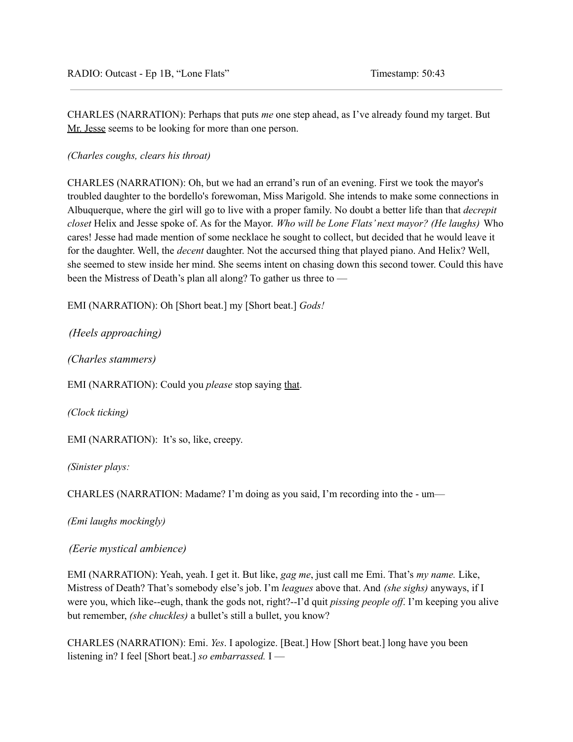CHARLES (NARRATION): Perhaps that puts *me* one step ahead, as I've already found my target. But <u>Mr. Jesse</u> seems to be looking for more than one person.

*(Charles coughs, clears his throat)*

CHARLES (NARRATION): Oh, but we had an errand's run of an evening. First we took the mayor's troubled daughter to the bordello's forewoman, Miss Marigold. She intends to make some connections in Albuquerque, where the girl will go to live with a proper family. No doubt a better life than that *decrepit closet* Helix and Jesse spoke of. As for the Mayor. *Who will be Lone Flats' next mayor? (He laughs)* Who cares! Jesse had made mention of some necklace he sought to collect, but decided that he would leave it for the daughter. Well, the *decent* daughter. Not the accursed thing that played piano. And Helix? Well, she seemed to stew inside her mind. She seems intent on chasing down this second tower. Could this have been the Mistress of Death's plan all along? To gather us three to —

EMI (NARRATION): Oh [Short beat.] my [Short beat.] *Gods!*

*(Heels approaching)*

*(Charles stammers)*

EMI (NARRATION): Could you *please* stop saying <u>that</u>.

*(Clock ticking)*

EMI (NARRATION): It's so, like, creepy.

*(Sinister plays:*

CHARLES (NARRATION: Madame? I'm doing as you said, I'm recording into the - um—

*(Emi laughs mockingly)*

*(Eerie mystical ambience)*

EMI (NARRATION): Yeah, yeah. I get it. But like, *gag me*, just call me Emi. That's *my name.* Like, Mistress of Death? That's somebody else's job. I'm *leagues* above that. And *(she sighs)* anyways, if I were you, which like--eugh, thank the gods not, right?--I'd quit *pissing people off*. I'm keeping you alive but remember, *(she chuckles)* a bullet's still a bullet, you know?

CHARLES (NARRATION): Emi. *Yes*. I apologize. [Beat.] How [Short beat.] long have you been listening in? I feel [Short beat.] *so embarrassed.* I —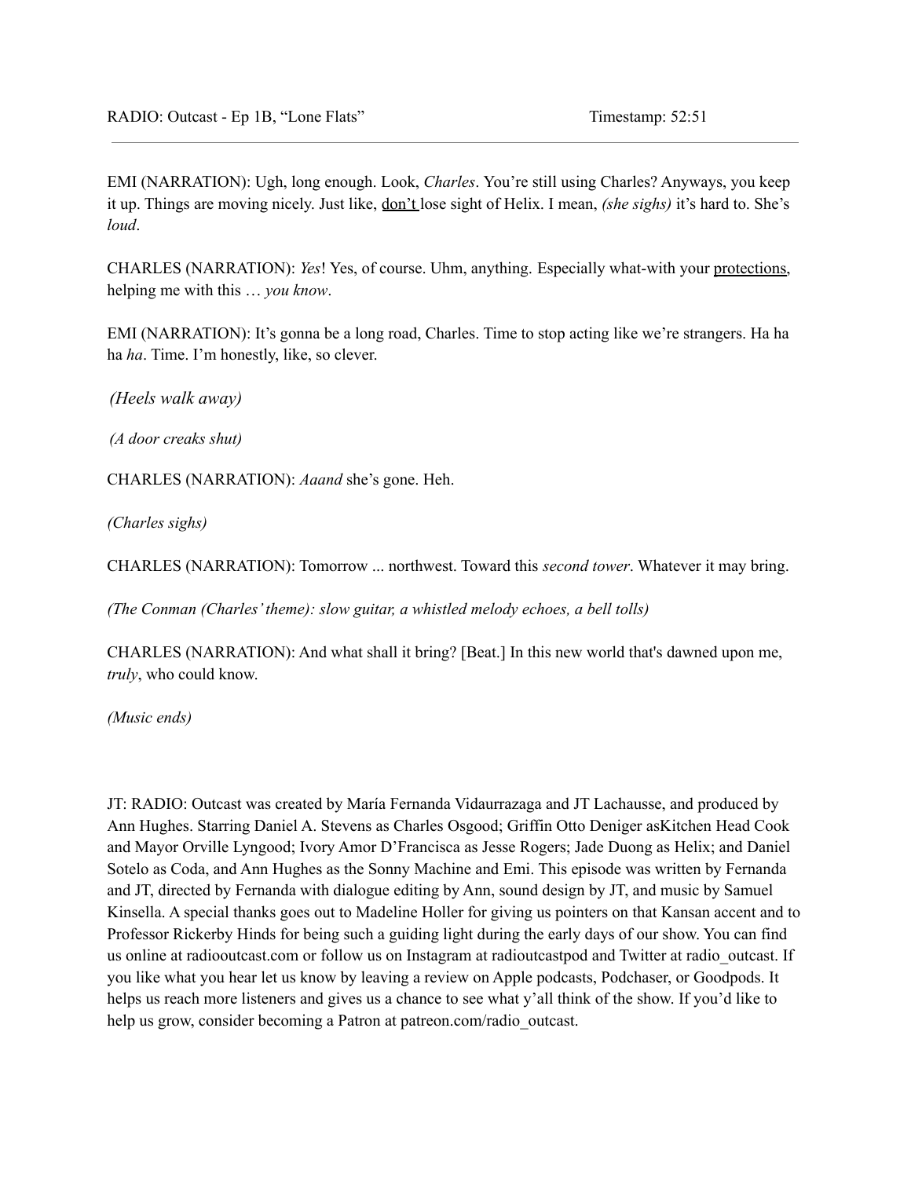EMI (NARRATION): Ugh, long enough. Look, *Charles*. You're still using Charles? Anyways, you keep it up. Things are moving nicely. Just like, <u>don't</u> lose sight of Helix. I mean, *(she sighs)* it's hard to. She's *loud*.

CHARLES (NARRATION): *Yes*! Yes, of course. Uhm, anything. Especially what-with your <u>protections</u>, helping me with this … *you know*.

EMI (NARRATION): It's gonna be a long road, Charles. Time to stop acting like we're strangers. Ha ha ha *ha*. Time. I'm honestly, like, so clever.

*(Heels walk away)*

*(A door creaks shut)*

CHARLES (NARRATION): *Aaand* she's gone. Heh.

*(Charles sighs)*

CHARLES (NARRATION): Tomorrow ... northwest. Toward this *second tower*. Whatever it may bring.

*(The Conman (Charles' theme): slow guitar, a whistled melody echoes, a bell tolls)*

CHARLES (NARRATION): And what shall it bring? [Beat.] In this new world that's dawned upon me, *truly*, who could know.

*(Music ends)*

JT: RADIO: Outcast was created by María Fernanda Vidaurrazaga and JT Lachausse, and produced by Ann Hughes. Starring Daniel A. Stevens as Charles Osgood; Griffin Otto Deniger asKitchen Head Cook and Mayor Orville Lyngood; Ivory Amor D'Francisca as Jesse Rogers; Jade Duong as Helix; and Daniel Sotelo as Coda, and Ann Hughes as the Sonny Machine and Emi. This episode was written by Fernanda and JT, directed by Fernanda with dialogue editing by Ann, sound design by JT, and music by Samuel Kinsella. A special thanks goes out to Madeline Holler for giving us pointers on that Kansan accent and to Professor Rickerby Hinds for being such a guiding light during the early days of our show. You can find us online at radiooutcast.com or follow us on Instagram at radioutcastpod and Twitter at radio_outcast. If you like what you hear let us know by leaving a review on Apple podcasts, Podchaser, or Goodpods. It helps us reach more listeners and gives us a chance to see what y'all think of the show. If you'd like to help us grow, consider becoming a Patron at patreon.com/radio_outcast.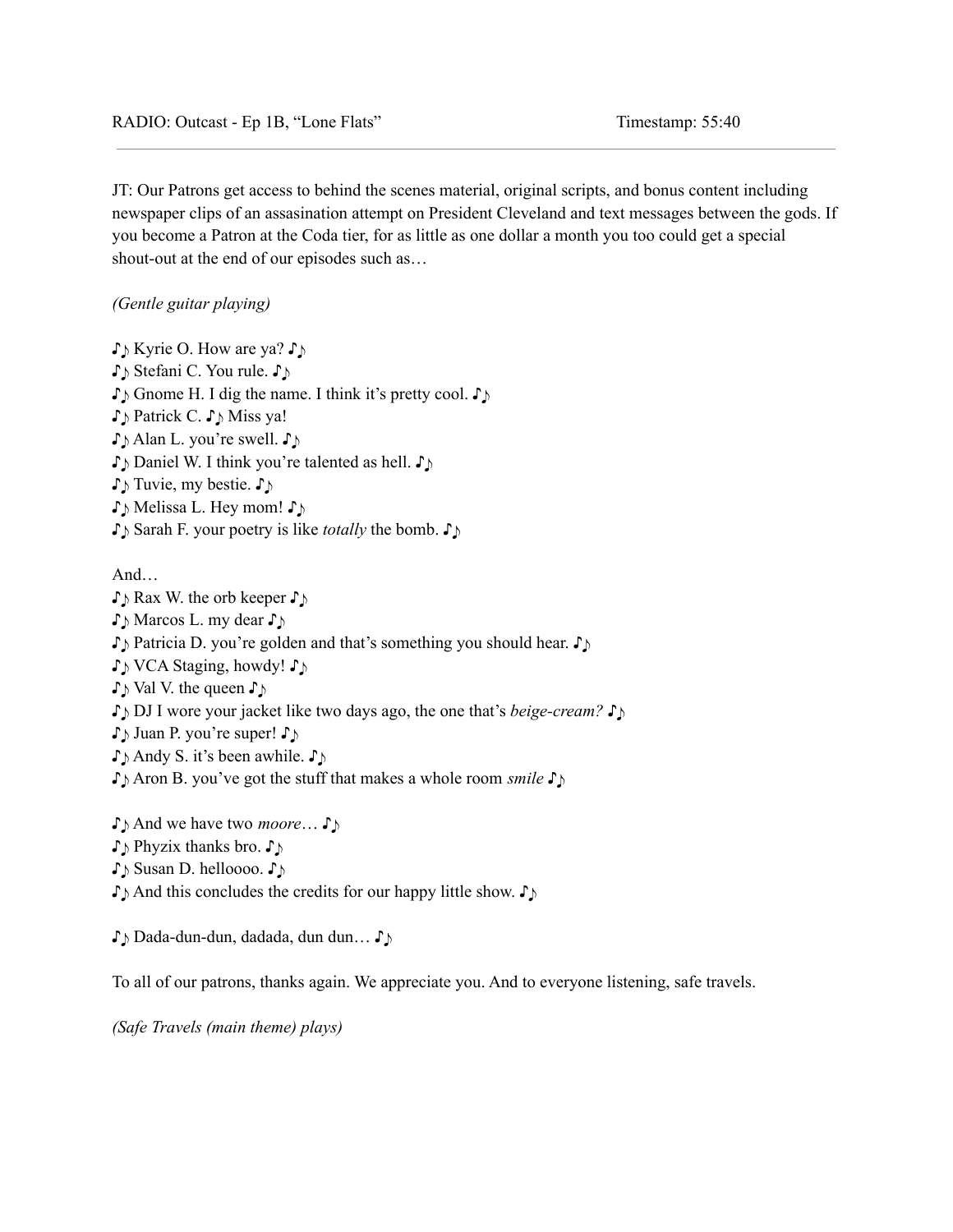RADIO: Outcast - Ep 1B, "Lone Flats" Timestamp: 55:40

JT: Our Patrons get access to behind the scenes material, original scripts, and bonus content including newspaper clips of an assasination attempt on President Cleveland and text messages between the gods. If you become a Patron at the Coda tier, for as little as one dollar a month you too could get a special shout-out at the end of our episodes such as…

*(Gentle guitar playing)*

♪♪ Kyrie O. How are ya? ♪♪
♪♪ Stefani C. You rule. ♪♪
♪♪ Gnome H. I dig the name. I think it's pretty cool. ♪♪
♪♪ Patrick C. ♪♪ Miss ya!
♪♪ Alan L. you're swell. ♪♪
♪♪ Daniel W. I think you're talented as hell. ♪♪
♪♪ Tuvie, my bestie. ♪♪
♪♪ Melissa L. Hey mom! ♪♪
♪♪ Sarah F. your poetry is like *totally* the bomb. ♪♪

And…
♪♪ Rax W. the orb keeper ♪♪
♪♪ Marcos L. my dear ♪♪
♪♪ Patricia D. you're golden and that's something you should hear. ♪♪
♪♪ VCA Staging, howdy! ♪♪
♪♪ Val V. the queen ♪♪
♪♪ DJ I wore your jacket like two days ago, the one that's *beige-cream?* ♪♪
♪♪ Juan P. you're super! ♪♪
♪♪ Andy S. it's been awhile. ♪♪
♪♪ Aron B. you've got the stuff that makes a whole room *smile* ♪♪

♪♪ And we have two *moore*… ♪♪
♪♪ Phyzix thanks bro. ♪♪
♪♪ Susan D. helloooo. ♪♪
♪♪ And this concludes the credits for our happy little show. ♪♪

♪♪ Dada-dun-dun, dadada, dun dun… ♪♪

To all of our patrons, thanks again. We appreciate you. And to everyone listening, safe travels.

*(Safe Travels (main theme) plays)*